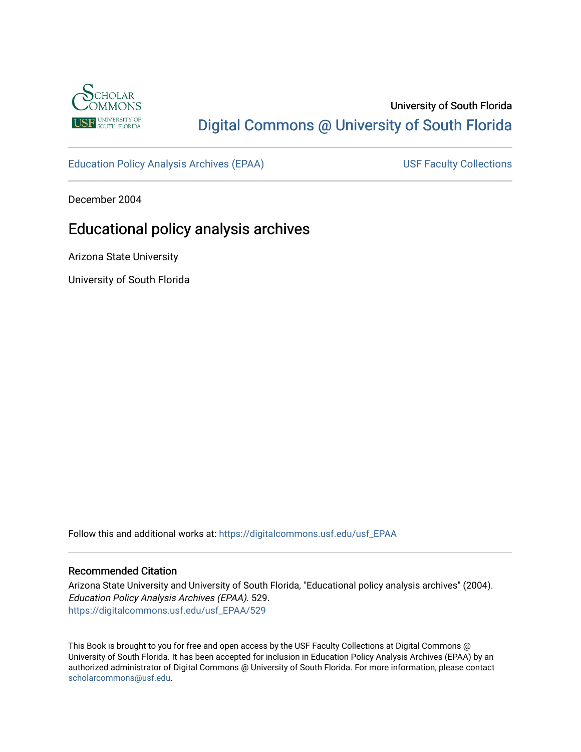University of South Florida

# Digital Commons @ University of South Florida

Education Policy Analysis Archives (EPAA) | USF Faculty Collections

December 2004

## Educational policy analysis archives

Arizona State University

University of South Florida

Follow this and additional works at: https://digitalcommons.usf.edu/usf_EPAA

### Recommended Citation

Arizona State University and University of South Florida, "Educational policy analysis archives" (2004). *Education Policy Analysis Archives (EPAA)*. 529.
https://digitalcommons.usf.edu/usf_EPAA/529

This Book is brought to you for free and open access by the USF Faculty Collections at Digital Commons @ University of South Florida. It has been accepted for inclusion in Education Policy Analysis Archives (EPAA) by an authorized administrator of Digital Commons @ University of South Florida. For more information, please contact scholarcommons@usf.edu.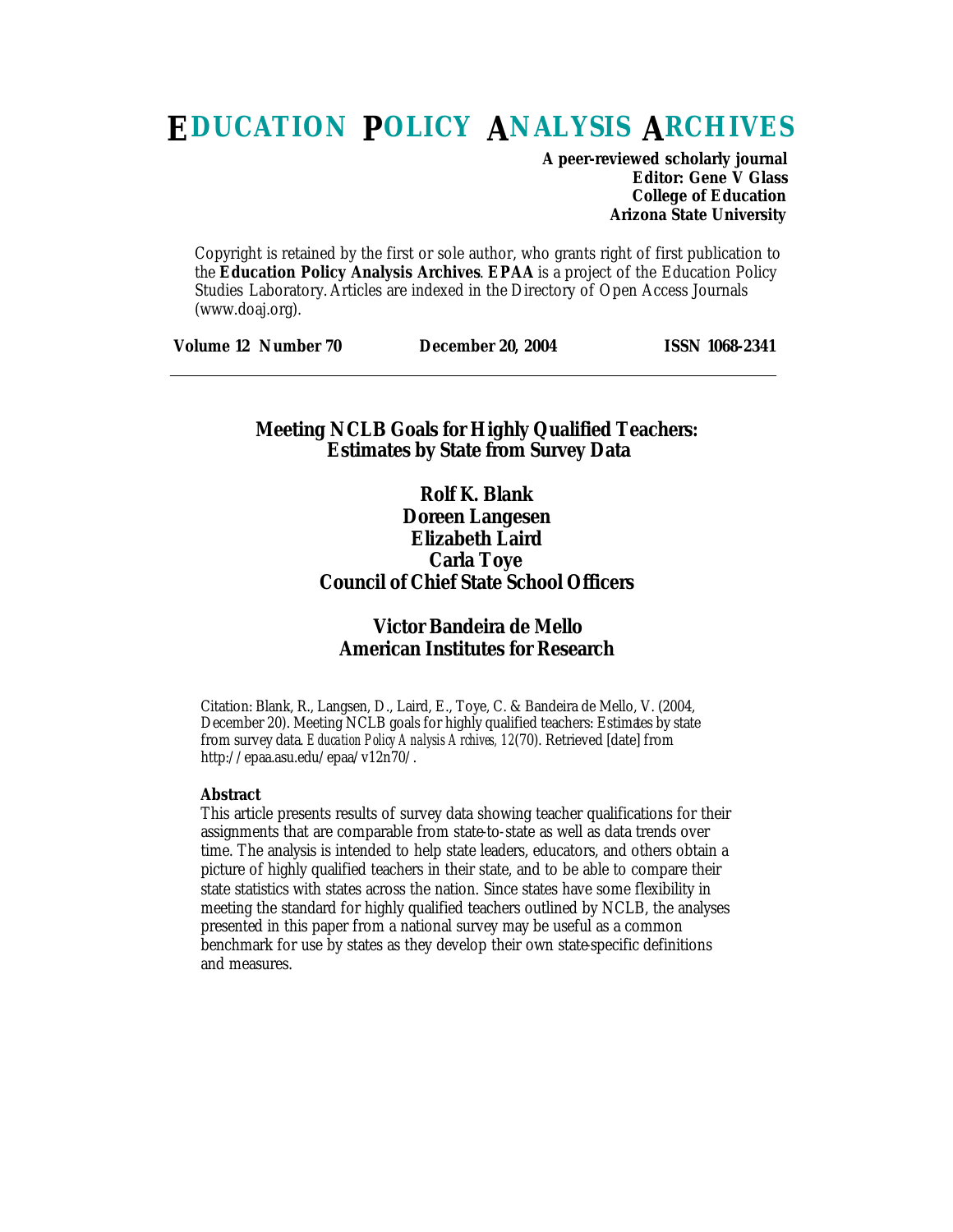# EDUCATION POLICY ANALYSIS ARCHIVES

**A peer-reviewed scholarly journal**
**Editor: Gene V Glass**
**College of Education**
**Arizona State University**

Copyright is retained by the first or sole author, who grants right of first publication to the **Education Policy Analysis Archives**. **EPAA** is a project of the Education Policy Studies Laboratory. Articles are indexed in the Directory of Open Access Journals (www.doaj.org).

**Volume 12 Number 70** **December 20, 2004** **ISSN 1068-2341**

---

## Meeting NCLB Goals for Highly Qualified Teachers: Estimates by State from Survey Data

**Rolf K. Blank**
**Doreen Langesen**
**Elizabeth Laird**
**Carla Toye**
**Council of Chief State School Officers**

**Victor Bandeira de Mello**
**American Institutes for Research**

Citation: Blank, R., Langsen, D., Laird, E., Toye, C. & Bandeira de Mello, V. (2004, December 20). Meeting NCLB goals for highly qualified teachers: Estimates by state from survey data. *Education Policy Analysis Archives, 12*(70). Retrieved [date] from http://epaa.asu.edu/epaa/v12n70/.

**Abstract**

This article presents results of survey data showing teacher qualifications for their assignments that are comparable from state-to-state as well as data trends over time. The analysis is intended to help state leaders, educators, and others obtain a picture of highly qualified teachers in their state, and to be able to compare their state statistics with states across the nation. Since states have some flexibility in meeting the standard for highly qualified teachers outlined by NCLB, the analyses presented in this paper from a national survey may be useful as a common benchmark for use by states as they develop their own state-specific definitions and measures.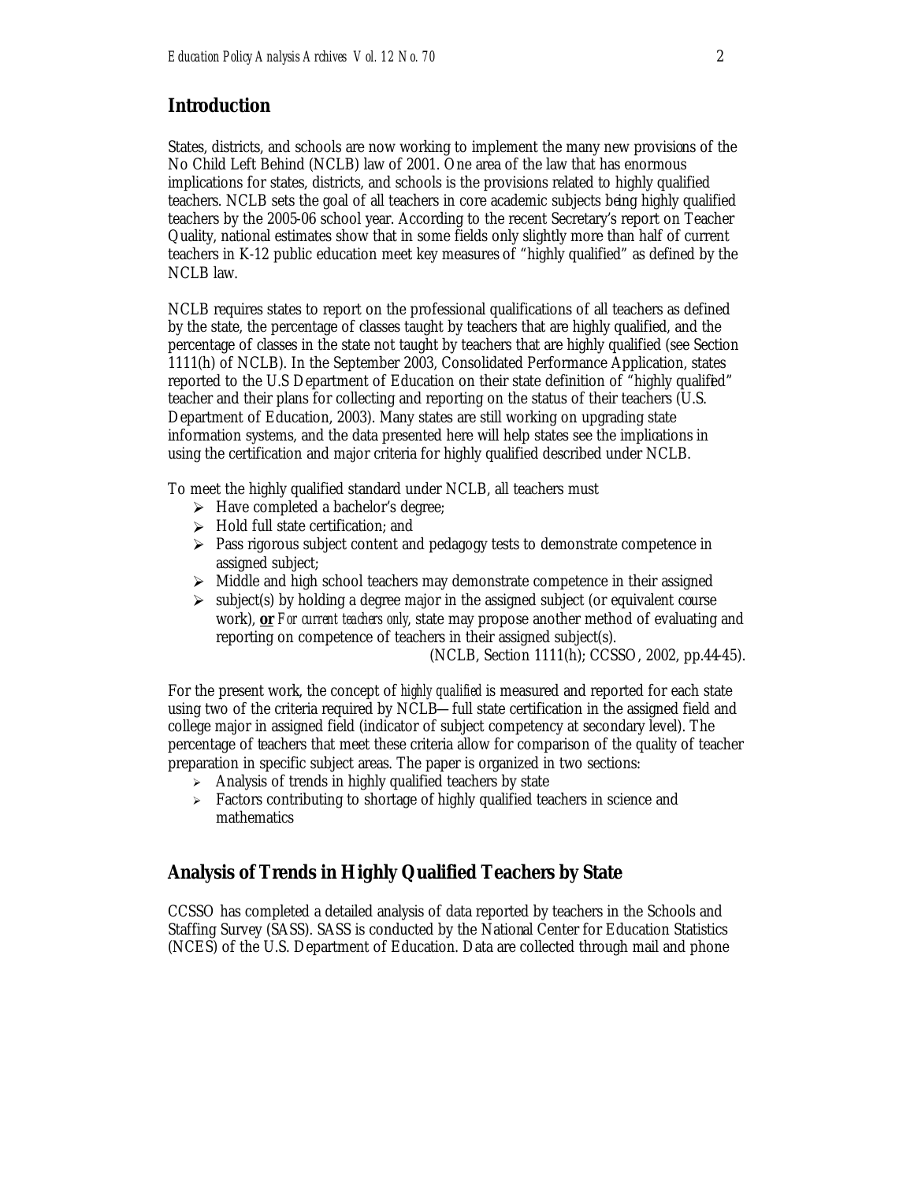## Introduction

States, districts, and schools are now working to implement the many new provisions of the No Child Left Behind (NCLB) law of 2001. One area of the law that has enormous implications for states, districts, and schools is the provisions related to highly qualified teachers. NCLB sets the goal of all teachers in core academic subjects being highly qualified teachers by the 2005-06 school year. According to the recent Secretary's report on Teacher Quality, national estimates show that in some fields only slightly more than half of current teachers in K-12 public education meet key measures of "highly qualified" as defined by the NCLB law.

NCLB requires states to report on the professional qualifications of all teachers as defined by the state, the percentage of classes taught by teachers that are highly qualified, and the percentage of classes in the state not taught by teachers that are highly qualified (see Section 1111(h) of NCLB). In the September 2003, Consolidated Performance Application, states reported to the U.S Department of Education on their state definition of "highly qualified" teacher and their plans for collecting and reporting on the status of their teachers (U.S. Department of Education, 2003). Many states are still working on upgrading state information systems, and the data presented here will help states see the implications in using the certification and major criteria for highly qualified described under NCLB.

To meet the highly qualified standard under NCLB, all teachers must

- Have completed a bachelor's degree;
- Hold full state certification; and
- Pass rigorous subject content and pedagogy tests to demonstrate competence in assigned subject;
- Middle and high school teachers may demonstrate competence in their assigned
- subject(s) by holding a degree major in the assigned subject (or equivalent course work), **or** *For current teachers only*, state may propose another method of evaluating and reporting on competence of teachers in their assigned subject(s).

(NCLB, Section 1111(h); CCSSO, 2002, pp.44-45).

For the present work, the concept of *highly qualified* is measured and reported for each state using two of the criteria required by NCLB—full state certification in the assigned field and college major in assigned field (indicator of subject competency at secondary level). The percentage of teachers that meet these criteria allow for comparison of the quality of teacher preparation in specific subject areas. The paper is organized in two sections:

- Analysis of trends in highly qualified teachers by state
- Factors contributing to shortage of highly qualified teachers in science and mathematics

## Analysis of Trends in Highly Qualified Teachers by State

CCSSO has completed a detailed analysis of data reported by teachers in the Schools and Staffing Survey (SASS). SASS is conducted by the National Center for Education Statistics (NCES) of the U.S. Department of Education. Data are collected through mail and phone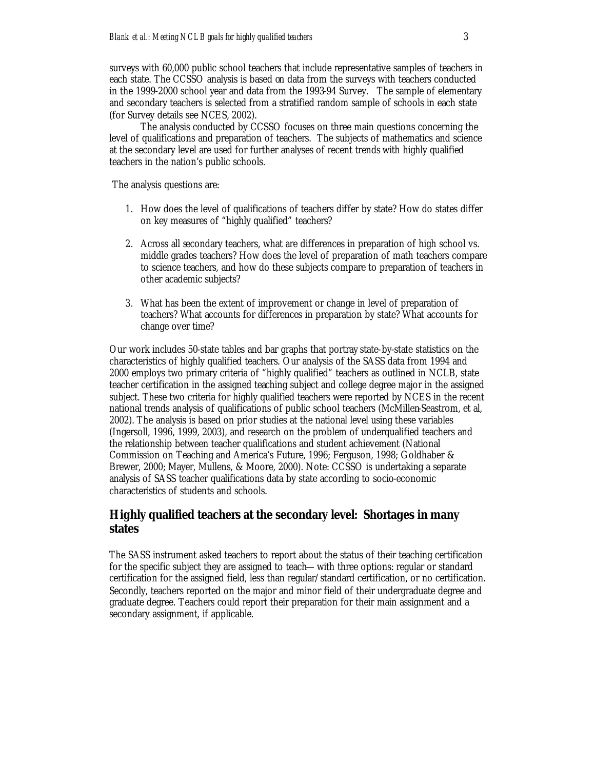surveys with 60,000 public school teachers that include representative samples of teachers in each state. The CCSSO analysis is based on data from the surveys with teachers conducted in the 1999-2000 school year and data from the 1993-94 Survey. The sample of elementary and secondary teachers is selected from a stratified random sample of schools in each state (for Survey details see NCES, 2002).

The analysis conducted by CCSSO focuses on three main questions concerning the level of qualifications and preparation of teachers. The subjects of mathematics and science at the secondary level are used for further analyses of recent trends with highly qualified teachers in the nation's public schools.

The analysis questions are:

1. How does the level of qualifications of teachers differ by state? How do states differ on key measures of "highly qualified" teachers?

2. Across all secondary teachers, what are differences in preparation of high school vs. middle grades teachers? How does the level of preparation of math teachers compare to science teachers, and how do these subjects compare to preparation of teachers in other academic subjects?

3. What has been the extent of improvement or change in level of preparation of teachers? What accounts for differences in preparation by state? What accounts for change over time?

Our work includes 50-state tables and bar graphs that portray state-by-state statistics on the characteristics of highly qualified teachers. Our analysis of the SASS data from 1994 and 2000 employs two primary criteria of "highly qualified" teachers as outlined in NCLB, state teacher certification in the assigned teaching subject and college degree major in the assigned subject. These two criteria for highly qualified teachers were reported by NCES in the recent national trends analysis of qualifications of public school teachers (McMillen-Seastrom, et al, 2002). The analysis is based on prior studies at the national level using these variables (Ingersoll, 1996, 1999, 2003), and research on the problem of underqualified teachers and the relationship between teacher qualifications and student achievement (National Commission on Teaching and America's Future, 1996; Ferguson, 1998; Goldhaber & Brewer, 2000; Mayer, Mullens, & Moore, 2000). Note: CCSSO is undertaking a separate analysis of SASS teacher qualifications data by state according to socio-economic characteristics of students and schools.

## Highly qualified teachers at the secondary level: Shortages in many states

The SASS instrument asked teachers to report about the status of their teaching certification for the specific subject they are assigned to teach— with three options: regular or standard certification for the assigned field, less than regular/standard certification, or no certification. Secondly, teachers reported on the major and minor field of their undergraduate degree and graduate degree. Teachers could report their preparation for their main assignment and a secondary assignment, if applicable.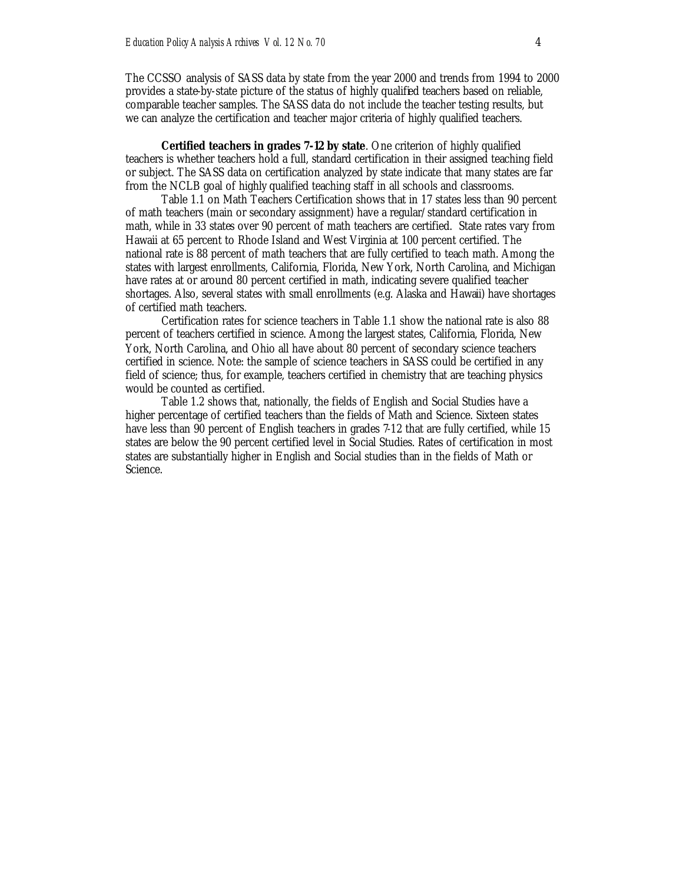The CCSSO analysis of SASS data by state from the year 2000 and trends from 1994 to 2000 provides a state-by-state picture of the status of highly qualified teachers based on reliable, comparable teacher samples. The SASS data do not include the teacher testing results, but we can analyze the certification and teacher major criteria of highly qualified teachers.

**Certified teachers in grades 7-12 by state**. One criterion of highly qualified teachers is whether teachers hold a full, standard certification in their assigned teaching field or subject. The SASS data on certification analyzed by state indicate that many states are far from the NCLB goal of highly qualified teaching staff in all schools and classrooms.

Table 1.1 on Math Teachers Certification shows that in 17 states less than 90 percent of math teachers (main or secondary assignment) have a regular/standard certification in math, while in 33 states over 90 percent of math teachers are certified. State rates vary from Hawaii at 65 percent to Rhode Island and West Virginia at 100 percent certified. The national rate is 88 percent of math teachers that are fully certified to teach math. Among the states with largest enrollments, California, Florida, New York, North Carolina, and Michigan have rates at or around 80 percent certified in math, indicating severe qualified teacher shortages. Also, several states with small enrollments (e.g. Alaska and Hawaii) have shortages of certified math teachers.

Certification rates for science teachers in Table 1.1 show the national rate is also 88 percent of teachers certified in science. Among the largest states, California, Florida, New York, North Carolina, and Ohio all have about 80 percent of secondary science teachers certified in science. Note: the sample of science teachers in SASS could be certified in any field of science; thus, for example, teachers certified in chemistry that are teaching physics would be counted as certified.

Table 1.2 shows that, nationally, the fields of English and Social Studies have a higher percentage of certified teachers than the fields of Math and Science. Sixteen states have less than 90 percent of English teachers in grades 7-12 that are fully certified, while 15 states are below the 90 percent certified level in Social Studies. Rates of certification in most states are substantially higher in English and Social studies than in the fields of Math or Science.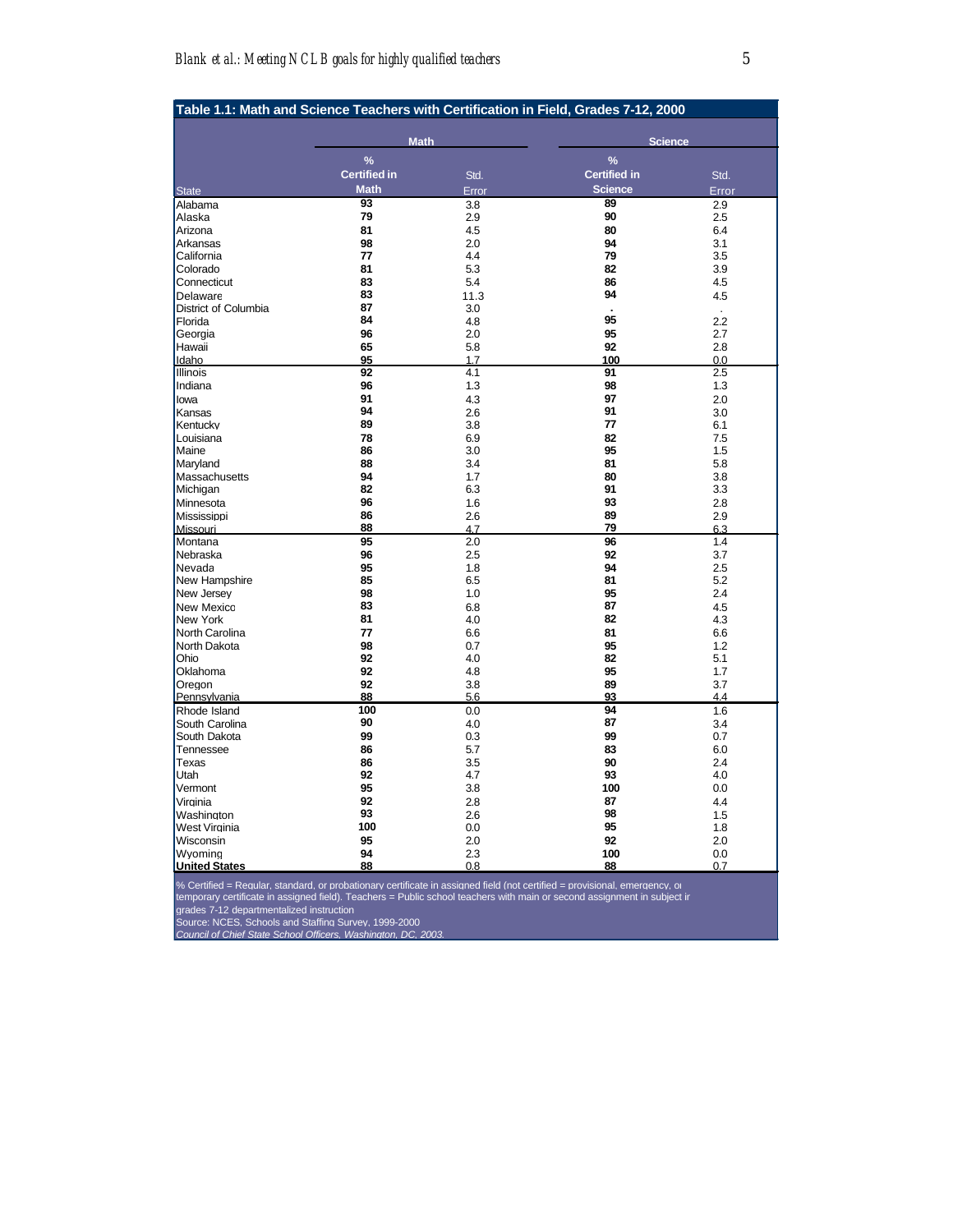**Table 1.1: Math and Science Teachers with Certification in Field, Grades 7-12, 2000**

| | Math | | Science | |
|---|---|---|---|---|
| State | % Certified in Math | Std. Error | % Certified in Science | Std. Error |
| Alabama | 93 | 3.8 | 89 | 2.9 |
| Alaska | 79 | 2.9 | 90 | 2.5 |
| Arizona | 81 | 4.5 | 80 | 6.4 |
| Arkansas | 98 | 2.0 | 94 | 3.1 |
| California | 77 | 4.4 | 79 | 3.5 |
| Colorado | 81 | 5.3 | 82 | 3.9 |
| Connecticut | 83 | 5.4 | 86 | 4.5 |
| Delaware | 83 | 11.3 | 94 | 4.5 |
| District of Columbia | 87 | 3.0 | . | . |
| Florida | 84 | 4.8 | 95 | 2.2 |
| Georgia | 96 | 2.0 | 95 | 2.7 |
| Hawaii | 65 | 5.8 | 92 | 2.8 |
| Idaho | 95 | 1.7 | 100 | 0.0 |
| Illinois | 92 | 4.1 | 91 | 2.5 |
| Indiana | 96 | 1.3 | 98 | 1.3 |
| Iowa | 91 | 4.3 | 97 | 2.0 |
| Kansas | 94 | 2.6 | 91 | 3.0 |
| Kentucky | 89 | 3.8 | 77 | 6.1 |
| Louisiana | 78 | 6.9 | 82 | 7.5 |
| Maine | 86 | 3.0 | 95 | 1.5 |
| Maryland | 88 | 3.4 | 81 | 5.8 |
| Massachusetts | 94 | 1.7 | 80 | 3.8 |
| Michigan | 82 | 6.3 | 91 | 3.3 |
| Minnesota | 96 | 1.6 | 93 | 2.8 |
| Mississippi | 86 | 2.6 | 89 | 2.9 |
| Missouri | 88 | 4.7 | 79 | 6.3 |
| Montana | 95 | 2.0 | 96 | 1.4 |
| Nebraska | 96 | 2.5 | 92 | 3.7 |
| Nevada | 95 | 1.8 | 94 | 2.5 |
| New Hampshire | 85 | 6.5 | 81 | 5.2 |
| New Jersey | 98 | 1.0 | 95 | 2.4 |
| New Mexico | 83 | 6.8 | 87 | 4.5 |
| New York | 81 | 4.0 | 82 | 4.3 |
| North Carolina | 77 | 6.6 | 81 | 6.6 |
| North Dakota | 98 | 0.7 | 95 | 1.2 |
| Ohio | 92 | 4.0 | 82 | 5.1 |
| Oklahoma | 92 | 4.8 | 95 | 1.7 |
| Oregon | 92 | 3.8 | 89 | 3.7 |
| Pennsylvania | 88 | 5.6 | 93 | 4.4 |
| Rhode Island | 100 | 0.0 | 94 | 1.6 |
| South Carolina | 90 | 4.0 | 87 | 3.4 |
| South Dakota | 99 | 0.3 | 99 | 0.7 |
| Tennessee | 86 | 5.7 | 83 | 6.0 |
| Texas | 86 | 3.5 | 90 | 2.4 |
| Utah | 92 | 4.7 | 93 | 4.0 |
| Vermont | 95 | 3.8 | 100 | 0.0 |
| Virginia | 92 | 2.8 | 87 | 4.4 |
| Washington | 93 | 2.6 | 98 | 1.5 |
| West Virginia | 100 | 0.0 | 95 | 1.8 |
| Wisconsin | 95 | 2.0 | 92 | 2.0 |
| Wyoming | 94 | 2.3 | 100 | 0.0 |
| **United States** | 88 | 0.8 | 88 | 0.7 |

% Certified = Regular, standard, or probationary certificate in assigned field (not certified = provisional, emergency, or temporary certificate in assigned field). Teachers = Public school teachers with main or second assignment in subject in grades 7-12 departmentalized instruction
Source: NCES, Schools and Staffing Survey, 1999-2000
*Council of Chief State School Officers, Washington, DC, 2003.*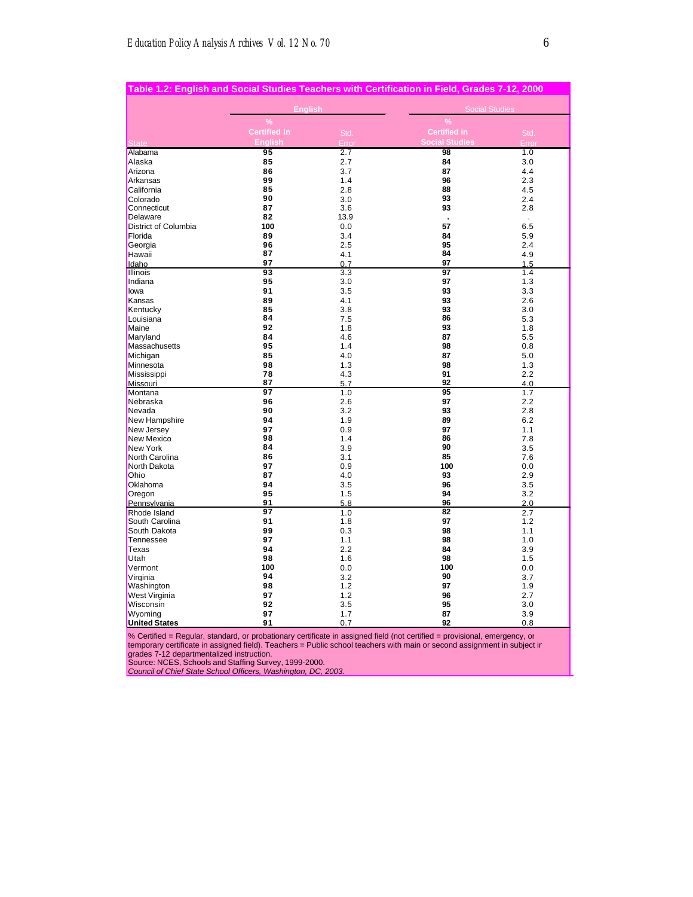**Table 1.2: English and Social Studies Teachers with Certification in Field, Grades 7-12, 2000**

| | English | | Social Studies | |
|---|---|---|---|---|
| State | % Certified in English | Std. Error | % Certified in Social Studies | Std. Error |
| Alabama | 95 | 2.7 | 98 | 1.0 |
| Alaska | 85 | 2.7 | 84 | 3.0 |
| Arizona | 86 | 3.7 | 87 | 4.4 |
| Arkansas | 99 | 1.4 | 96 | 2.3 |
| California | 85 | 2.8 | 88 | 4.5 |
| Colorado | 90 | 3.0 | 93 | 2.4 |
| Connecticut | 87 | 3.6 | 93 | 2.8 |
| Delaware | 82 | 13.9 | . | . |
| District of Columbia | 100 | 0.0 | 57 | 6.5 |
| Florida | 89 | 3.4 | 84 | 5.9 |
| Georgia | 96 | 2.5 | 95 | 2.4 |
| Hawaii | 87 | 4.1 | 84 | 4.9 |
| Idaho | 97 | 0.7 | 97 | 1.5 |
| Illinois | 93 | 3.3 | 97 | 1.4 |
| Indiana | 95 | 3.0 | 97 | 1.3 |
| Iowa | 91 | 3.5 | 93 | 3.3 |
| Kansas | 89 | 4.1 | 93 | 2.6 |
| Kentucky | 85 | 3.8 | 93 | 3.0 |
| Louisiana | 84 | 7.5 | 86 | 5.3 |
| Maine | 92 | 1.8 | 93 | 1.8 |
| Maryland | 84 | 4.6 | 87 | 5.5 |
| Massachusetts | 95 | 1.4 | 98 | 0.8 |
| Michigan | 85 | 4.0 | 87 | 5.0 |
| Minnesota | 98 | 1.3 | 98 | 1.3 |
| Mississippi | 78 | 4.3 | 91 | 2.2 |
| Missouri | 87 | 5.7 | 92 | 4.0 |
| Montana | 97 | 1.0 | 95 | 1.7 |
| Nebraska | 96 | 2.6 | 97 | 2.2 |
| Nevada | 90 | 3.2 | 93 | 2.8 |
| New Hampshire | 94 | 1.9 | 89 | 6.2 |
| New Jersey | 97 | 0.9 | 97 | 1.1 |
| New Mexico | 98 | 1.4 | 86 | 7.8 |
| New York | 84 | 3.9 | 90 | 3.5 |
| North Carolina | 86 | 3.1 | 85 | 7.6 |
| North Dakota | 97 | 0.9 | 100 | 0.0 |
| Ohio | 87 | 4.0 | 93 | 2.9 |
| Oklahoma | 94 | 3.5 | 96 | 3.5 |
| Oregon | 95 | 1.5 | 94 | 3.2 |
| Pennsylvania | 91 | 5.8 | 96 | 2.0 |
| Rhode Island | 97 | 1.0 | 82 | 2.7 |
| South Carolina | 91 | 1.8 | 97 | 1.2 |
| South Dakota | 99 | 0.3 | 98 | 1.1 |
| Tennessee | 97 | 1.1 | 98 | 1.0 |
| Texas | 94 | 2.2 | 84 | 3.9 |
| Utah | 98 | 1.6 | 98 | 1.5 |
| Vermont | 100 | 0.0 | 100 | 0.0 |
| Virginia | 94 | 3.2 | 90 | 3.7 |
| Washington | 98 | 1.2 | 97 | 1.9 |
| West Virginia | 97 | 1.2 | 96 | 2.7 |
| Wisconsin | 92 | 3.5 | 95 | 3.0 |
| Wyoming | 97 | 1.7 | 87 | 3.9 |
| **United States** | 91 | 0.7 | 92 | 0.8 |

% Certified = Regular, standard, or probationary certificate in assigned field (not certified = provisional, emergency, or temporary certificate in assigned field). Teachers = Public school teachers with main or second assignment in subject in grades 7-12 departmentalized instruction.
Source: NCES, Schools and Staffing Survey, 1999-2000.
*Council of Chief State School Officers, Washington, DC, 2003.*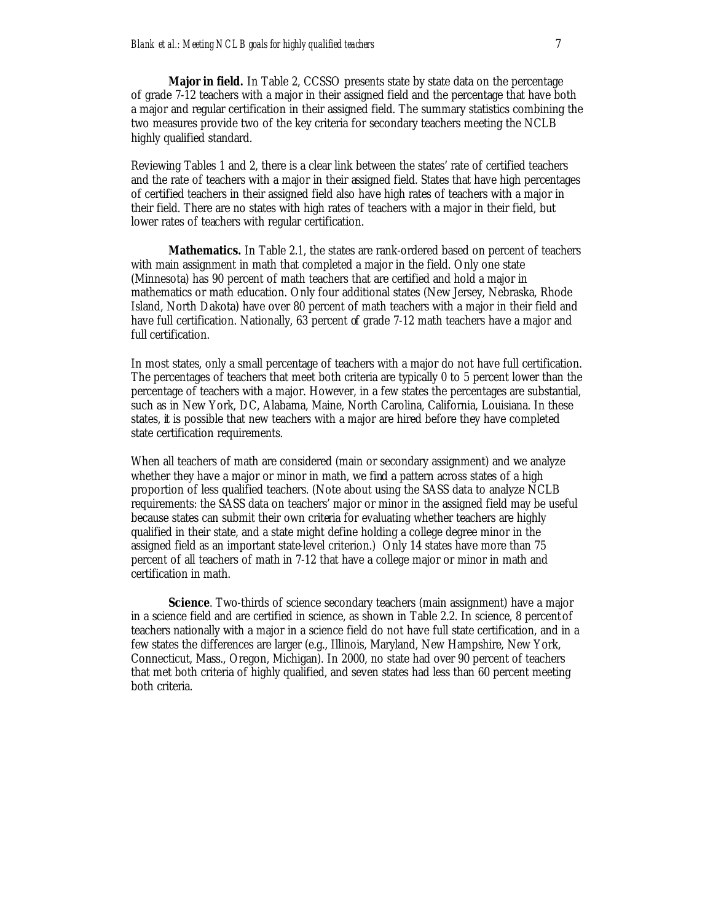**Major in field.** In Table 2, CCSSO presents state by state data on the percentage of grade 7-12 teachers with a major in their assigned field and the percentage that have both a major and regular certification in their assigned field. The summary statistics combining the two measures provide two of the key criteria for secondary teachers meeting the NCLB highly qualified standard.

Reviewing Tables 1 and 2, there is a clear link between the states' rate of certified teachers and the rate of teachers with a major in their assigned field. States that have high percentages of certified teachers in their assigned field also have high rates of teachers with a major in their field. There are no states with high rates of teachers with a major in their field, but lower rates of teachers with regular certification.

**Mathematics.** In Table 2.1, the states are rank-ordered based on percent of teachers with main assignment in math that completed a major in the field. Only one state (Minnesota) has 90 percent of math teachers that are certified and hold a major in mathematics or math education. Only four additional states (New Jersey, Nebraska, Rhode Island, North Dakota) have over 80 percent of math teachers with a major in their field and have full certification. Nationally, 63 percent of grade 7-12 math teachers have a major and full certification.

In most states, only a small percentage of teachers with a major do not have full certification. The percentages of teachers that meet both criteria are typically 0 to 5 percent lower than the percentage of teachers with a major. However, in a few states the percentages are substantial, such as in New York, DC, Alabama, Maine, North Carolina, California, Louisiana. In these states, it is possible that new teachers with a major are hired before they have completed state certification requirements.

When all teachers of math are considered (main or secondary assignment) and we analyze whether they have a major or minor in math, we find a pattern across states of a high proportion of less qualified teachers. (Note about using the SASS data to analyze NCLB requirements: the SASS data on teachers' major or minor in the assigned field may be useful because states can submit their own criteria for evaluating whether teachers are highly qualified in their state, and a state might define holding a college degree minor in the assigned field as an important state-level criterion.) Only 14 states have more than 75 percent of all teachers of math in 7-12 that have a college major or minor in math and certification in math.

**Science**. Two-thirds of science secondary teachers (main assignment) have a major in a science field and are certified in science, as shown in Table 2.2. In science, 8 percent of teachers nationally with a major in a science field do not have full state certification, and in a few states the differences are larger (e.g., Illinois, Maryland, New Hampshire, New York, Connecticut, Mass., Oregon, Michigan). In 2000, no state had over 90 percent of teachers that met both criteria of highly qualified, and seven states had less than 60 percent meeting both criteria.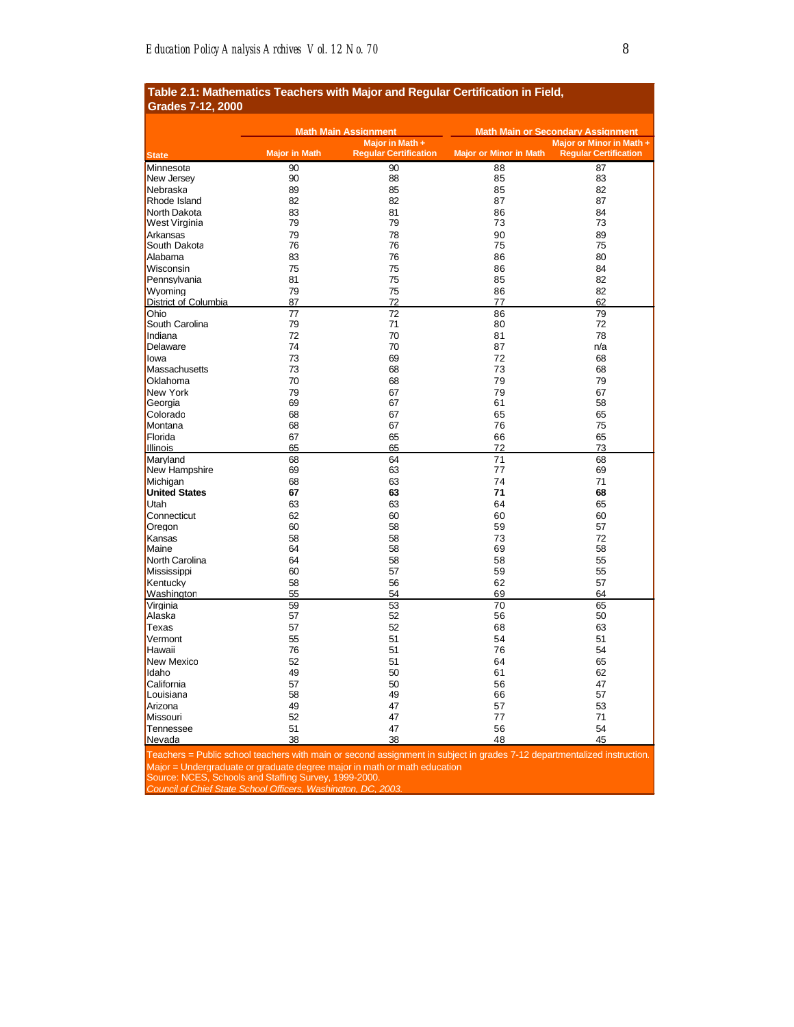**Table 2.1: Mathematics Teachers with Major and Regular Certification in Field, Grades 7-12, 2000**

| State | Math Main Assignment | | Math Main or Secondary Assignment | |
|---|---|---|---|---|
| | Major in Math | Major in Math + Regular Certification | Major or Minor in Math | Major or Minor in Math + Regular Certification |
| Minnesota | 90 | 90 | 88 | 87 |
| New Jersey | 90 | 88 | 85 | 83 |
| Nebraska | 89 | 85 | 85 | 82 |
| Rhode Island | 82 | 82 | 87 | 87 |
| North Dakota | 83 | 81 | 86 | 84 |
| West Virginia | 79 | 79 | 73 | 73 |
| Arkansas | 79 | 78 | 90 | 89 |
| South Dakota | 76 | 76 | 75 | 75 |
| Alabama | 83 | 76 | 86 | 80 |
| Wisconsin | 75 | 75 | 86 | 84 |
| Pennsylvania | 81 | 75 | 85 | 82 |
| Wyoming | 79 | 75 | 86 | 82 |
| District of Columbia | 87 | 72 | 77 | 62 |
| Ohio | 77 | 72 | 86 | 79 |
| South Carolina | 79 | 71 | 80 | 72 |
| Indiana | 72 | 70 | 81 | 78 |
| Delaware | 74 | 70 | 87 | n/a |
| Iowa | 73 | 69 | 72 | 68 |
| Massachusetts | 73 | 68 | 73 | 68 |
| Oklahoma | 70 | 68 | 79 | 79 |
| New York | 79 | 67 | 79 | 67 |
| Georgia | 69 | 67 | 61 | 58 |
| Colorado | 68 | 67 | 65 | 65 |
| Montana | 68 | 67 | 76 | 75 |
| Florida | 67 | 65 | 66 | 65 |
| Illinois | 65 | 65 | 72 | 73 |
| Maryland | 68 | 64 | 71 | 68 |
| New Hampshire | 69 | 63 | 77 | 69 |
| Michigan | 68 | 63 | 74 | 71 |
| **United States** | **67** | **63** | **71** | **68** |
| Utah | 63 | 63 | 64 | 65 |
| Connecticut | 62 | 60 | 60 | 60 |
| Oregon | 60 | 58 | 59 | 57 |
| Kansas | 58 | 58 | 73 | 72 |
| Maine | 64 | 58 | 69 | 58 |
| North Carolina | 64 | 58 | 58 | 55 |
| Mississippi | 60 | 57 | 59 | 55 |
| Kentucky | 58 | 56 | 62 | 57 |
| Washington | 55 | 54 | 69 | 64 |
| Virginia | 59 | 53 | 70 | 65 |
| Alaska | 57 | 52 | 56 | 50 |
| Texas | 57 | 52 | 68 | 63 |
| Vermont | 55 | 51 | 54 | 51 |
| Hawaii | 76 | 51 | 76 | 54 |
| New Mexico | 52 | 51 | 64 | 65 |
| Idaho | 49 | 50 | 61 | 62 |
| California | 57 | 50 | 56 | 47 |
| Louisiana | 58 | 49 | 66 | 57 |
| Arizona | 49 | 47 | 57 | 53 |
| Missouri | 52 | 47 | 77 | 71 |
| Tennessee | 51 | 47 | 56 | 54 |
| Nevada | 38 | 38 | 48 | 45 |

Teachers = Public school teachers with main or second assignment in subject in grades 7-12 departmentalized instruction.
Major = Undergraduate or graduate degree major in math or math education
Source: NCES, Schools and Staffing Survey, 1999-2000.
*Council of Chief State School Officers, Washington, DC, 2003.*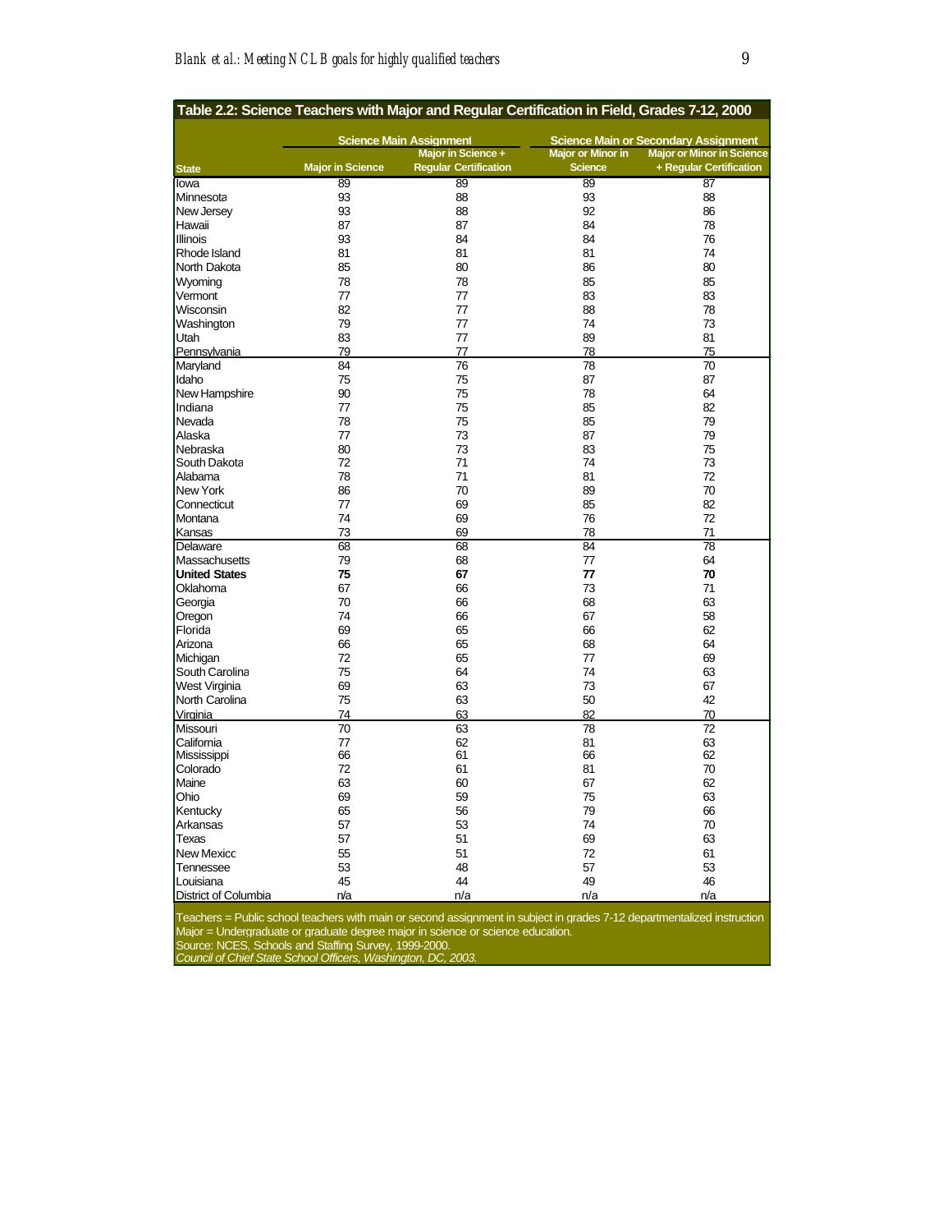**Table 2.2: Science Teachers with Major and Regular Certification in Field, Grades 7-12, 2000**

| | Science Main Assignment | | Science Main or Secondary Assignment | |
|---|---|---|---|---|
| State | Major in Science | Major in Science + Regular Certification | Major or Minor in Science | Major or Minor in Science + Regular Certification |
| Iowa | 89 | 89 | 89 | 87 |
| Minnesota | 93 | 88 | 93 | 88 |
| New Jersey | 93 | 88 | 92 | 86 |
| Hawaii | 87 | 87 | 84 | 78 |
| Illinois | 93 | 84 | 84 | 76 |
| Rhode Island | 81 | 81 | 81 | 74 |
| North Dakota | 85 | 80 | 86 | 80 |
| Wyoming | 78 | 78 | 85 | 85 |
| Vermont | 77 | 77 | 83 | 83 |
| Wisconsin | 82 | 77 | 88 | 78 |
| Washington | 79 | 77 | 74 | 73 |
| Utah | 83 | 77 | 89 | 81 |
| Pennsylvania | 79 | 77 | 78 | 75 |
| Maryland | 84 | 76 | 78 | 70 |
| Idaho | 75 | 75 | 87 | 87 |
| New Hampshire | 90 | 75 | 78 | 64 |
| Indiana | 77 | 75 | 85 | 82 |
| Nevada | 78 | 75 | 85 | 79 |
| Alaska | 77 | 73 | 87 | 79 |
| Nebraska | 80 | 73 | 83 | 75 |
| South Dakota | 72 | 71 | 74 | 73 |
| Alabama | 78 | 71 | 81 | 72 |
| New York | 86 | 70 | 89 | 70 |
| Connecticut | 77 | 69 | 85 | 82 |
| Montana | 74 | 69 | 76 | 72 |
| Kansas | 73 | 69 | 78 | 71 |
| Delaware | 68 | 68 | 84 | 78 |
| Massachusetts | 79 | 68 | 77 | 64 |
| **United States** | **75** | **67** | **77** | **70** |
| Oklahoma | 67 | 66 | 73 | 71 |
| Georgia | 70 | 66 | 68 | 63 |
| Oregon | 74 | 66 | 67 | 58 |
| Florida | 69 | 65 | 66 | 62 |
| Arizona | 66 | 65 | 68 | 64 |
| Michigan | 72 | 65 | 77 | 69 |
| South Carolina | 75 | 64 | 74 | 63 |
| West Virginia | 69 | 63 | 73 | 67 |
| North Carolina | 75 | 63 | 50 | 42 |
| Virginia | 74 | 63 | 82 | 70 |
| Missouri | 70 | 63 | 78 | 72 |
| California | 77 | 62 | 81 | 63 |
| Mississippi | 66 | 61 | 66 | 62 |
| Colorado | 72 | 61 | 81 | 70 |
| Maine | 63 | 60 | 67 | 62 |
| Ohio | 69 | 59 | 75 | 63 |
| Kentucky | 65 | 56 | 79 | 66 |
| Arkansas | 57 | 53 | 74 | 70 |
| Texas | 57 | 51 | 69 | 63 |
| New Mexico | 55 | 51 | 72 | 61 |
| Tennessee | 53 | 48 | 57 | 53 |
| Louisiana | 45 | 44 | 49 | 46 |
| District of Columbia | n/a | n/a | n/a | n/a |

Teachers = Public school teachers with main or second assignment in subject in grades 7-12 departmentalized instruction
Major = Undergraduate or graduate degree major in science or science education.
Source: NCES, Schools and Staffing Survey, 1999-2000.
*Council of Chief State School Officers, Washington, DC, 2003.*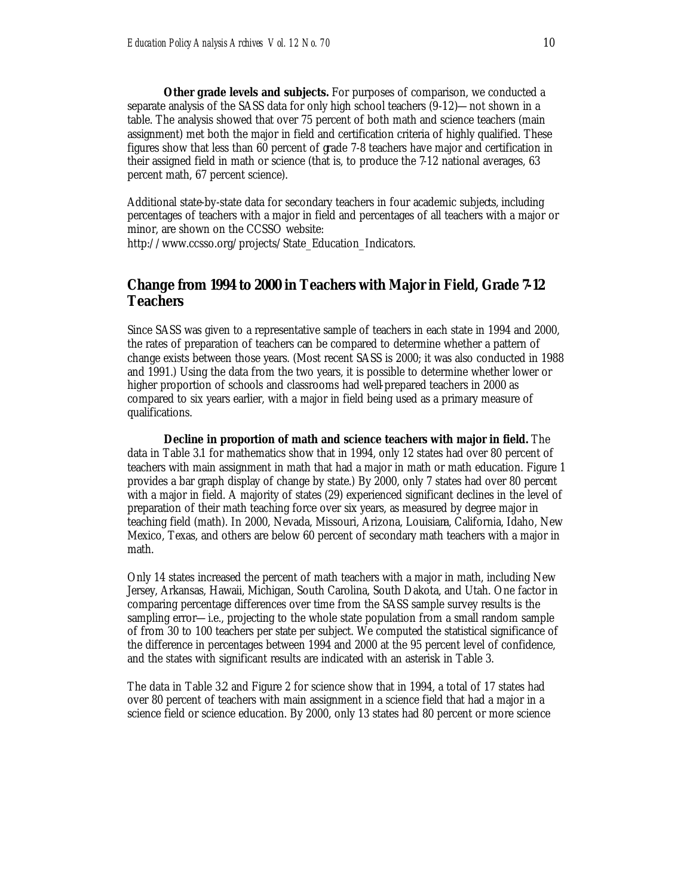**Other grade levels and subjects.** For purposes of comparison, we conducted a separate analysis of the SASS data for only high school teachers (9-12)—not shown in a table. The analysis showed that over 75 percent of both math and science teachers (main assignment) met both the major in field and certification criteria of highly qualified. These figures show that less than 60 percent of grade 7-8 teachers have major and certification in their assigned field in math or science (that is, to produce the 7-12 national averages, 63 percent math, 67 percent science).

Additional state-by-state data for secondary teachers in four academic subjects, including percentages of teachers with a major in field and percentages of all teachers with a major or minor, are shown on the CCSSO website: http://www.ccsso.org/projects/State_Education_Indicators.

## Change from 1994 to 2000 in Teachers with Major in Field, Grade 7-12 Teachers

Since SASS was given to a representative sample of teachers in each state in 1994 and 2000, the rates of preparation of teachers can be compared to determine whether a pattern of change exists between those years. (Most recent SASS is 2000; it was also conducted in 1988 and 1991.) Using the data from the two years, it is possible to determine whether lower or higher proportion of schools and classrooms had well-prepared teachers in 2000 as compared to six years earlier, with a major in field being used as a primary measure of qualifications.

**Decline in proportion of math and science teachers with major in field.** The data in Table 3.1 for mathematics show that in 1994, only 12 states had over 80 percent of teachers with main assignment in math that had a major in math or math education. Figure 1 provides a bar graph display of change by state.) By 2000, only 7 states had over 80 percent with a major in field. A majority of states (29) experienced significant declines in the level of preparation of their math teaching force over six years, as measured by degree major in teaching field (math). In 2000, Nevada, Missouri, Arizona, Louisiana, California, Idaho, New Mexico, Texas, and others are below 60 percent of secondary math teachers with a major in math.

Only 14 states increased the percent of math teachers with a major in math, including New Jersey, Arkansas, Hawaii, Michigan, South Carolina, South Dakota, and Utah. One factor in comparing percentage differences over time from the SASS sample survey results is the sampling error—i.e., projecting to the whole state population from a small random sample of from 30 to 100 teachers per state per subject. We computed the statistical significance of the difference in percentages between 1994 and 2000 at the 95 percent level of confidence, and the states with significant results are indicated with an asterisk in Table 3.

The data in Table 3.2 and Figure 2 for science show that in 1994, a total of 17 states had over 80 percent of teachers with main assignment in a science field that had a major in a science field or science education. By 2000, only 13 states had 80 percent or more science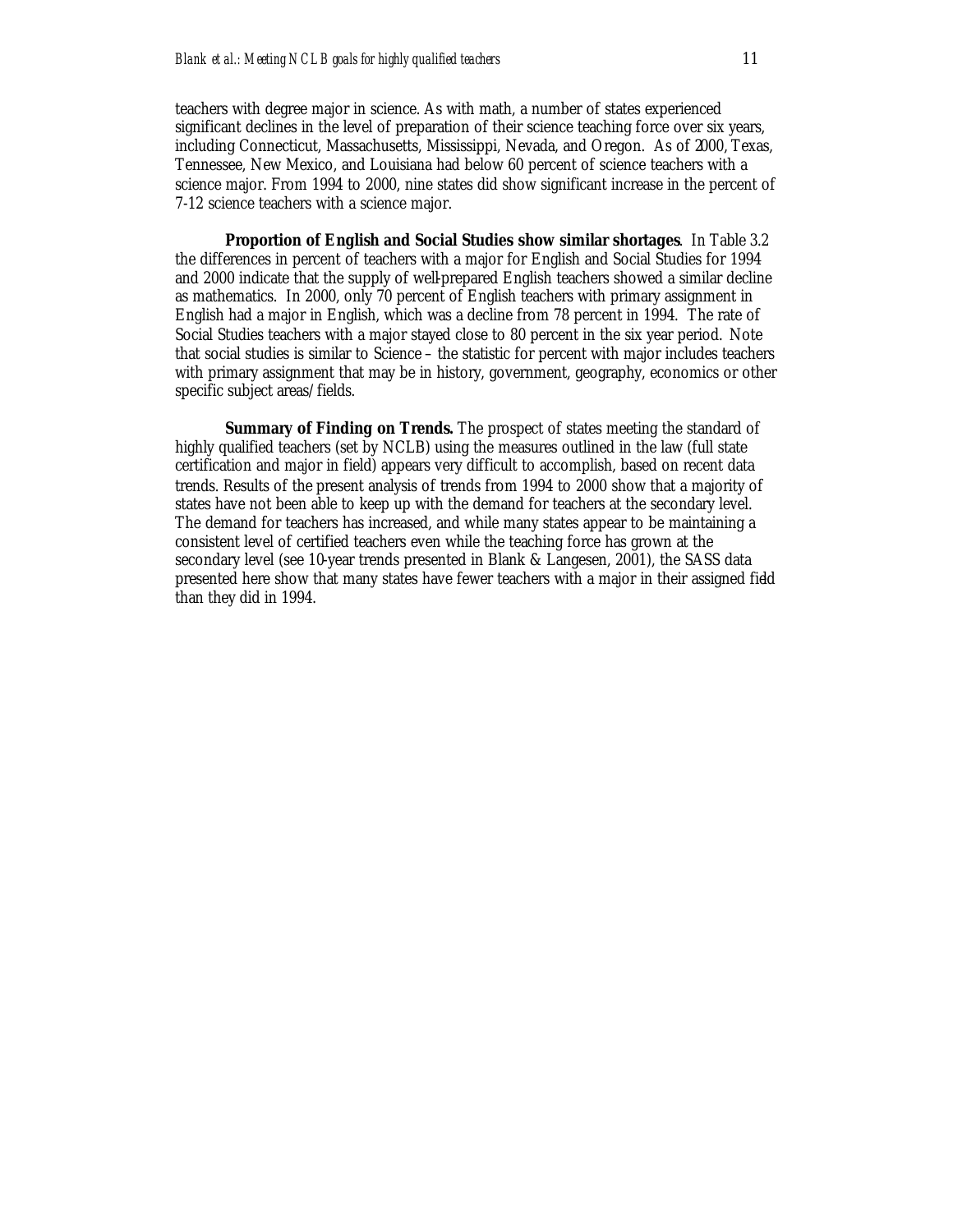teachers with degree major in science. As with math, a number of states experienced significant declines in the level of preparation of their science teaching force over six years, including Connecticut, Massachusetts, Mississippi, Nevada, and Oregon. As of 2000, Texas, Tennessee, New Mexico, and Louisiana had below 60 percent of science teachers with a science major. From 1994 to 2000, nine states did show significant increase in the percent of 7-12 science teachers with a science major.

**Proportion of English and Social Studies show similar shortages**. In Table 3.2 the differences in percent of teachers with a major for English and Social Studies for 1994 and 2000 indicate that the supply of well-prepared English teachers showed a similar decline as mathematics. In 2000, only 70 percent of English teachers with primary assignment in English had a major in English, which was a decline from 78 percent in 1994. The rate of Social Studies teachers with a major stayed close to 80 percent in the six year period. Note that social studies is similar to Science – the statistic for percent with major includes teachers with primary assignment that may be in history, government, geography, economics or other specific subject areas/fields.

**Summary of Finding on Trends.** The prospect of states meeting the standard of highly qualified teachers (set by NCLB) using the measures outlined in the law (full state certification and major in field) appears very difficult to accomplish, based on recent data trends. Results of the present analysis of trends from 1994 to 2000 show that a majority of states have not been able to keep up with the demand for teachers at the secondary level. The demand for teachers has increased, and while many states appear to be maintaining a consistent level of certified teachers even while the teaching force has grown at the secondary level (see 10-year trends presented in Blank & Langesen, 2001), the SASS data presented here show that many states have fewer teachers with a major in their assigned field than they did in 1994.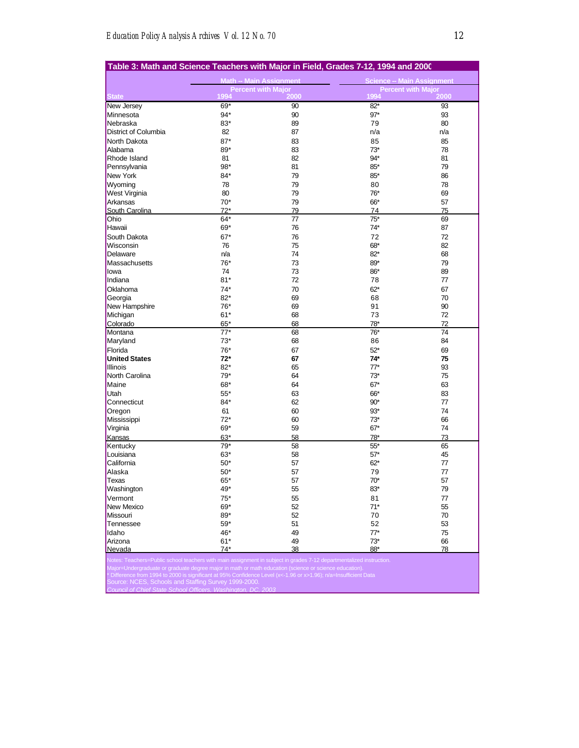**Table 3: Math and Science Teachers with Major in Field, Grades 7-12, 1994 and 2000**

| State | Math -- Main Assignment Percent with Major 1994 | Math -- Main Assignment Percent with Major 2000 | Science -- Main Assignment Percent with Major 1994 | Science -- Main Assignment Percent with Major 2000 |
|---|---|---|---|---|
| New Jersey | 69* | 90 | 82* | 93 |
| Minnesota | 94* | 90 | 97* | 93 |
| Nebraska | 83* | 89 | 79 | 80 |
| District of Columbia | 82 | 87 | n/a | n/a |
| North Dakota | 87* | 83 | 85 | 85 |
| Alabama | 89* | 83 | 73* | 78 |
| Rhode Island | 81 | 82 | 94* | 81 |
| Pennsylvania | 98* | 81 | 85* | 79 |
| New York | 84* | 79 | 85* | 86 |
| Wyoming | 78 | 79 | 80 | 78 |
| West Virginia | 80 | 79 | 76* | 69 |
| Arkansas | 70* | 79 | 66* | 57 |
| South Carolina | 72* | 79 | 74 | 75 |
| Ohio | 64* | 77 | 75* | 69 |
| Hawaii | 69* | 76 | 74* | 87 |
| South Dakota | 67* | 76 | 72 | 72 |
| Wisconsin | 76 | 75 | 68* | 82 |
| Delaware | n/a | 74 | 82* | 68 |
| Massachusetts | 76* | 73 | 89* | 79 |
| Iowa | 74 | 73 | 86* | 89 |
| Indiana | 81* | 72 | 78 | 77 |
| Oklahoma | 74* | 70 | 62* | 67 |
| Georgia | 82* | 69 | 68 | 70 |
| New Hampshire | 76* | 69 | 91 | 90 |
| Michigan | 61* | 68 | 73 | 72 |
| Colorado | 65* | 68 | 78* | 72 |
| Montana | 77* | 68 | 76* | 74 |
| Maryland | 73* | 68 | 86 | 84 |
| Florida | 76* | 67 | 52* | 69 |
| **United States** | **72*** | **67** | **74*** | **75** |
| Illinois | 82* | 65 | 77* | 93 |
| North Carolina | 79* | 64 | 73* | 75 |
| Maine | 68* | 64 | 67* | 63 |
| Utah | 55* | 63 | 66* | 83 |
| Connecticut | 84* | 62 | 90* | 77 |
| Oregon | 61 | 60 | 93* | 74 |
| Mississippi | 72* | 60 | 73* | 66 |
| Virginia | 69* | 59 | 67* | 74 |
| Kansas | 63* | 58 | 78* | 73 |
| Kentucky | 79* | 58 | 55* | 65 |
| Louisiana | 63* | 58 | 57* | 45 |
| California | 50* | 57 | 62* | 77 |
| Alaska | 50* | 57 | 79 | 77 |
| Texas | 65* | 57 | 70* | 57 |
| Washington | 49* | 55 | 83* | 79 |
| Vermont | 75* | 55 | 81 | 77 |
| New Mexico | 69* | 52 | 71* | 55 |
| Missouri | 89* | 52 | 70 | 70 |
| Tennessee | 59* | 51 | 52 | 53 |
| Idaho | 46* | 49 | 77* | 75 |
| Arizona | 61* | 49 | 73* | 66 |
| Nevada | 74* | 38 | 88* | 78 |

Notes: Teachers=Public school teachers with main assignment in subject in grades 7-12 departmentalized instruction.
Major=Undergraduate or graduate degree major in math or math education (science or science education).
* Difference from 1994 to 2000 is significant at 95% Confidence Level (x<-1.96 or x>1.96); n/a=Insufficient Data
Source: NCES, Schools and Staffing Survey 1999-2000.
*Council of Chief State School Officers, Washington, DC, 2003*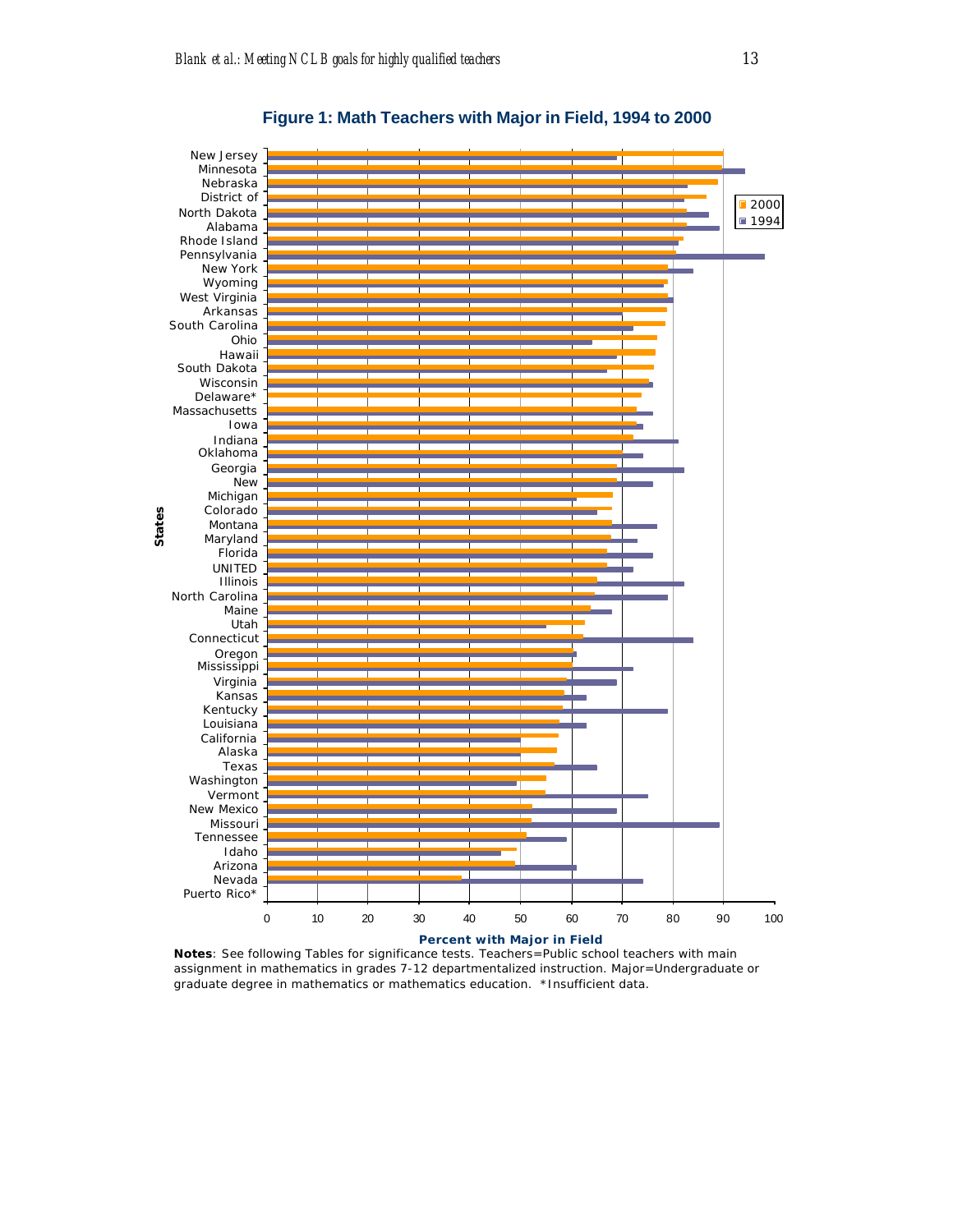**Figure 1: Math Teachers with Major in Field, 1994 to 2000**

**Notes**: See following Tables for significance tests. Teachers=Public school teachers with main assignment in mathematics in grades 7-12 departmentalized instruction. Major=Undergraduate or graduate degree in mathematics or mathematics education. *Insufficient data.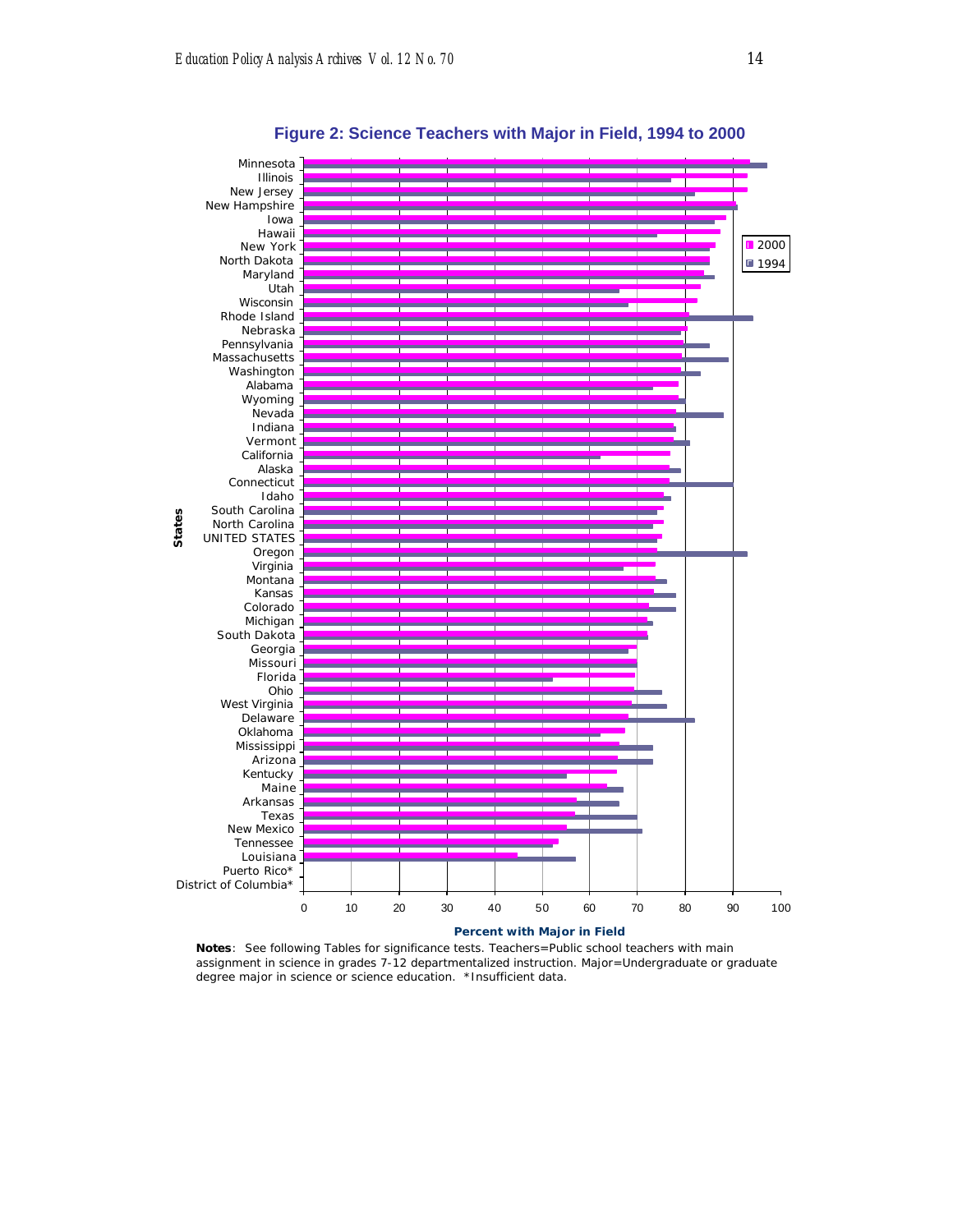**Figure 2: Science Teachers with Major in Field, 1994 to 2000**

| States | 2000 | 1994 |
|---|---|---|
| Minnesota | | |
| Illinois | | |
| New Jersey | | |
| New Hampshire | | |
| Iowa | | |
| Hawaii | | |
| New York | | |
| North Dakota | | |
| Maryland | | |
| Utah | | |
| Wisconsin | | |
| Rhode Island | | |
| Nebraska | | |
| Pennsylvania | | |
| Massachusetts | | |
| Washington | | |
| Alabama | | |
| Wyoming | | |
| Nevada | | |
| Indiana | | |
| Vermont | | |
| California | | |
| Alaska | | |
| Connecticut | | |
| Idaho | | |
| South Carolina | | |
| North Carolina | | |
| UNITED STATES | | |
| Oregon | | |
| Virginia | | |
| Montana | | |
| Kansas | | |
| Colorado | | |
| Michigan | | |
| South Dakota | | |
| Georgia | | |
| Missouri | | |
| Florida | | |
| Ohio | | |
| West Virginia | | |
| Delaware | | |
| Oklahoma | | |
| Mississippi | | |
| Arizona | | |
| Kentucky | | |
| Maine | | |
| Arkansas | | |
| Texas | | |
| New Mexico | | |
| Tennessee | | |
| Louisiana | | |
| Puerto Rico* | | |
| District of Columbia* | | |

Percent with Major in Field (axis 0–100)

**Notes**: See following Tables for significance tests. Teachers=Public school teachers with main assignment in science in grades 7-12 departmentalized instruction. Major=Undergraduate or graduate degree major in science or science education. *Insufficient data.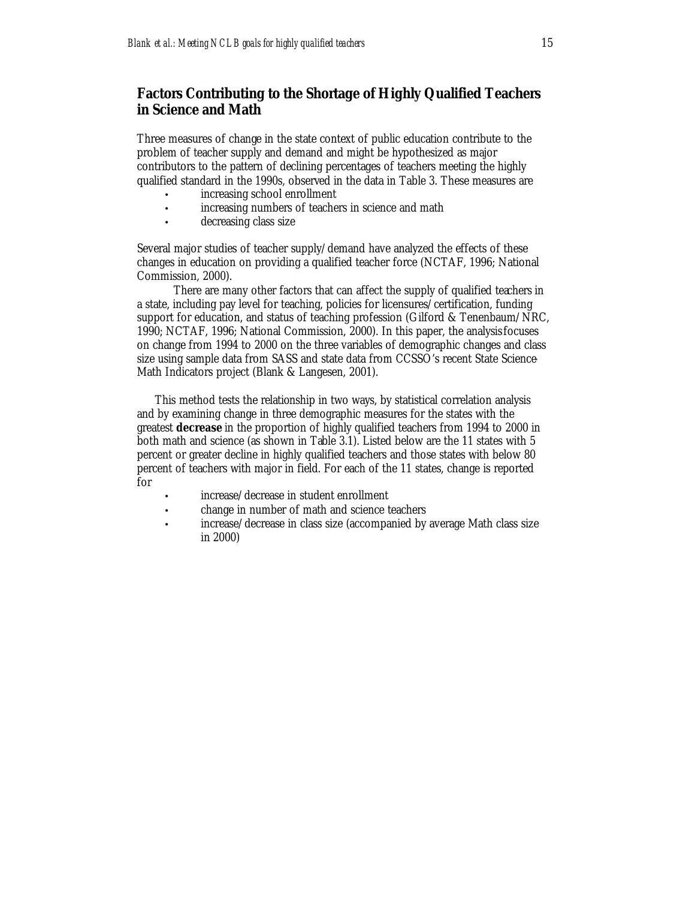## Factors Contributing to the Shortage of Highly Qualified Teachers in Science and Math

Three measures of change in the state context of public education contribute to the problem of teacher supply and demand and might be hypothesized as major contributors to the pattern of declining percentages of teachers meeting the highly qualified standard in the 1990s, observed in the data in Table 3. These measures are

- increasing school enrollment
- increasing numbers of teachers in science and math
- decreasing class size

Several major studies of teacher supply/demand have analyzed the effects of these changes in education on providing a qualified teacher force (NCTAF, 1996; National Commission, 2000).

There are many other factors that can affect the supply of qualified teachers in a state, including pay level for teaching, policies for licensures/certification, funding support for education, and status of teaching profession (Gilford & Tenenbaum/NRC, 1990; NCTAF, 1996; National Commission, 2000). In this paper, the analysis focuses on change from 1994 to 2000 on the three variables of demographic changes and class size using sample data from SASS and state data from CCSSO's recent State Science-Math Indicators project (Blank & Langesen, 2001).

This method tests the relationship in two ways, by statistical correlation analysis and by examining change in three demographic measures for the states with the greatest **decrease** in the proportion of highly qualified teachers from 1994 to 2000 in both math and science (as shown in Table 3.1). Listed below are the 11 states with 5 percent or greater decline in highly qualified teachers and those states with below 80 percent of teachers with major in field. For each of the 11 states, change is reported for

- increase/decrease in student enrollment
- change in number of math and science teachers
- increase/decrease in class size (accompanied by average Math class size in 2000)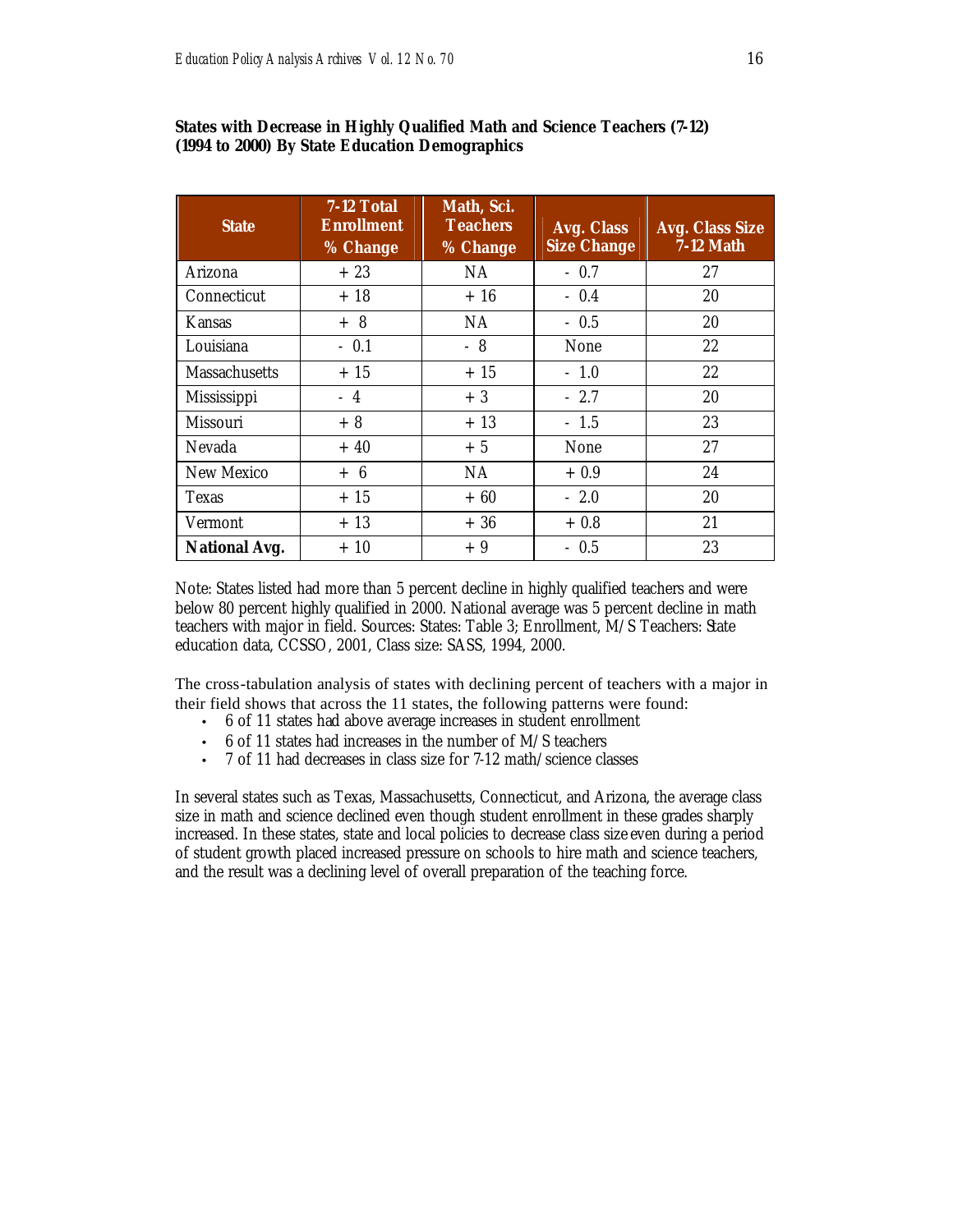**States with Decrease in Highly Qualified Math and Science Teachers (7-12) (1994 to 2000) By State Education Demographics**

| State | 7-12 Total Enrollment % Change | Math, Sci. Teachers % Change | Avg. Class Size Change | Avg. Class Size 7-12 Math |
|---|---|---|---|---|
| Arizona | + 23 | NA | - 0.7 | 27 |
| Connecticut | + 18 | + 16 | - 0.4 | 20 |
| Kansas | + 8 | NA | - 0.5 | 20 |
| Louisiana | - 0.1 | - 8 | None | 22 |
| Massachusetts | + 15 | + 15 | - 1.0 | 22 |
| Mississippi | - 4 | + 3 | - 2.7 | 20 |
| Missouri | + 8 | + 13 | - 1.5 | 23 |
| Nevada | + 40 | + 5 | None | 27 |
| New Mexico | + 6 | NA | + 0.9 | 24 |
| Texas | + 15 | + 60 | - 2.0 | 20 |
| Vermont | + 13 | + 36 | + 0.8 | 21 |
| **National Avg.** | + 10 | + 9 | - 0.5 | 23 |

Note: States listed had more than 5 percent decline in highly qualified teachers and were below 80 percent highly qualified in 2000. National average was 5 percent decline in math teachers with major in field. Sources: States: Table 3; Enrollment, M/S Teachers: State education data, CCSSO, 2001, Class size: SASS, 1994, 2000.

The cross-tabulation analysis of states with declining percent of teachers with a major in their field shows that across the 11 states, the following patterns were found:

- 6 of 11 states had above average increases in student enrollment
- 6 of 11 states had increases in the number of M/S teachers
- 7 of 11 had decreases in class size for 7-12 math/science classes

In several states such as Texas, Massachusetts, Connecticut, and Arizona, the average class size in math and science declined even though student enrollment in these grades sharply increased. In these states, state and local policies to decrease class size even during a period of student growth placed increased pressure on schools to hire math and science teachers, and the result was a declining level of overall preparation of the teaching force.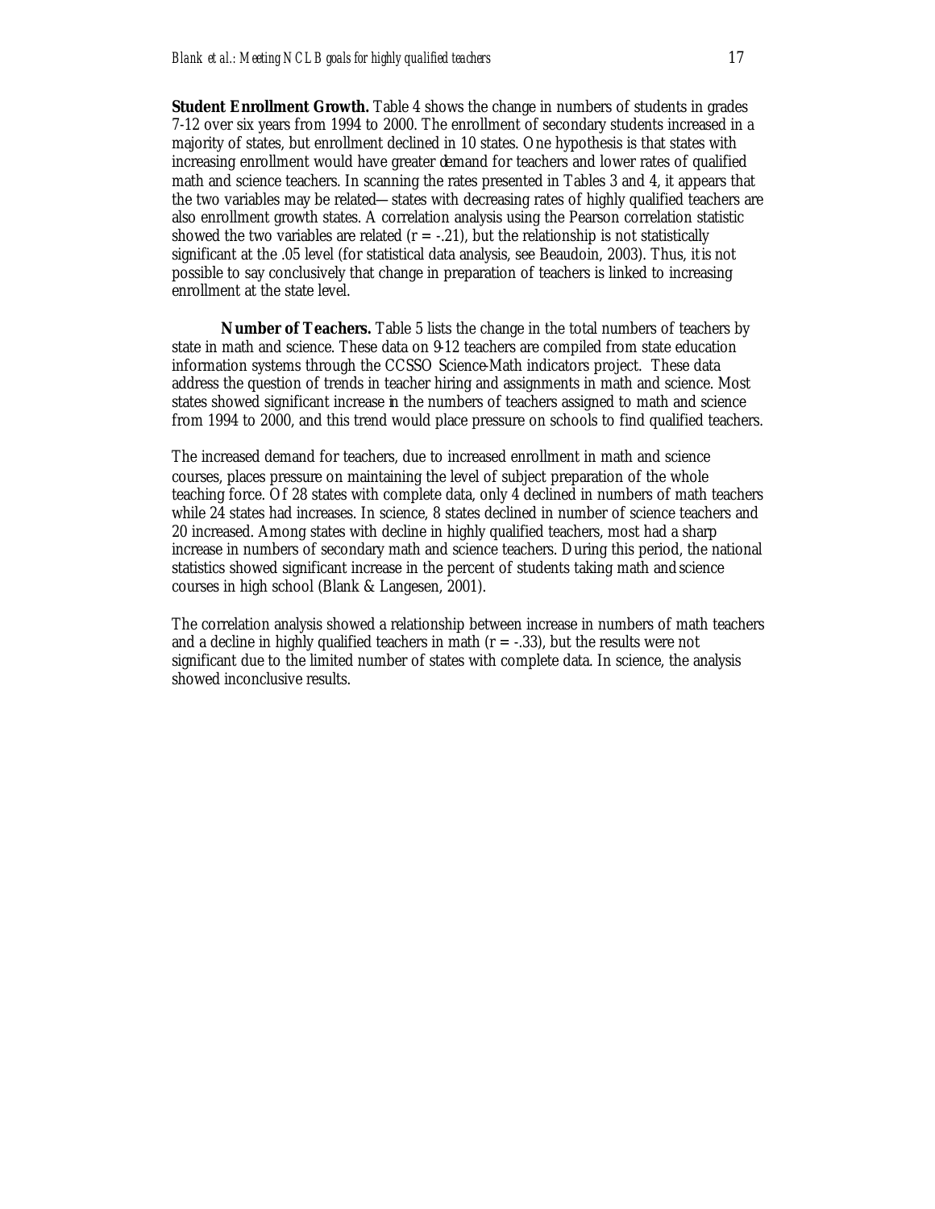**Student Enrollment Growth.** Table 4 shows the change in numbers of students in grades 7-12 over six years from 1994 to 2000. The enrollment of secondary students increased in a majority of states, but enrollment declined in 10 states. One hypothesis is that states with increasing enrollment would have greater demand for teachers and lower rates of qualified math and science teachers. In scanning the rates presented in Tables 3 and 4, it appears that the two variables may be related—states with decreasing rates of highly qualified teachers are also enrollment growth states. A correlation analysis using the Pearson correlation statistic showed the two variables are related ($r = -.21$), but the relationship is not statistically significant at the .05 level (for statistical data analysis, see Beaudoin, 2003). Thus, it is not possible to say conclusively that change in preparation of teachers is linked to increasing enrollment at the state level.

**Number of Teachers.** Table 5 lists the change in the total numbers of teachers by state in math and science. These data on 9-12 teachers are compiled from state education information systems through the CCSSO Science-Math indicators project. These data address the question of trends in teacher hiring and assignments in math and science. Most states showed significant increase in the numbers of teachers assigned to math and science from 1994 to 2000, and this trend would place pressure on schools to find qualified teachers.

The increased demand for teachers, due to increased enrollment in math and science courses, places pressure on maintaining the level of subject preparation of the whole teaching force. Of 28 states with complete data, only 4 declined in numbers of math teachers while 24 states had increases. In science, 8 states declined in number of science teachers and 20 increased. Among states with decline in highly qualified teachers, most had a sharp increase in numbers of secondary math and science teachers. During this period, the national statistics showed significant increase in the percent of students taking math and science courses in high school (Blank & Langesen, 2001).

The correlation analysis showed a relationship between increase in numbers of math teachers and a decline in highly qualified teachers in math ($r = -.33$), but the results were not significant due to the limited number of states with complete data. In science, the analysis showed inconclusive results.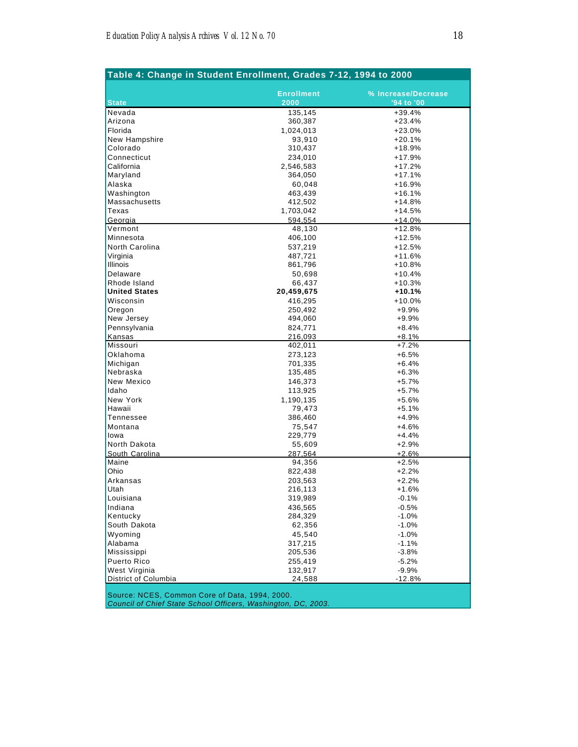**Table 4: Change in Student Enrollment, Grades 7-12, 1994 to 2000**

| State | Enrollment 2000 | % Increase/Decrease '94 to '00 |
|---|---|---|
| Nevada | 135,145 | +39.4% |
| Arizona | 360,387 | +23.4% |
| Florida | 1,024,013 | +23.0% |
| New Hampshire | 93,910 | +20.1% |
| Colorado | 310,437 | +18.9% |
| Connecticut | 234,010 | +17.9% |
| California | 2,546,583 | +17.2% |
| Maryland | 364,050 | +17.1% |
| Alaska | 60,048 | +16.9% |
| Washington | 463,439 | +16.1% |
| Massachusetts | 412,502 | +14.8% |
| Texas | 1,703,042 | +14.5% |
| Georgia | 594,554 | +14.0% |
| Vermont | 48,130 | +12.8% |
| Minnesota | 406,100 | +12.5% |
| North Carolina | 537,219 | +12.5% |
| Virginia | 487,721 | +11.6% |
| Illinois | 861,796 | +10.8% |
| Delaware | 50,698 | +10.4% |
| Rhode Island | 66,437 | +10.3% |
| **United States** | **20,459,675** | **+10.1%** |
| Wisconsin | 416,295 | +10.0% |
| Oregon | 250,492 | +9.9% |
| New Jersey | 494,060 | +9.9% |
| Pennsylvania | 824,771 | +8.4% |
| Kansas | 216,093 | +8.1% |
| Missouri | 402,011 | +7.2% |
| Oklahoma | 273,123 | +6.5% |
| Michigan | 701,335 | +6.4% |
| Nebraska | 135,485 | +6.3% |
| New Mexico | 146,373 | +5.7% |
| Idaho | 113,925 | +5.7% |
| New York | 1,190,135 | +5.6% |
| Hawaii | 79,473 | +5.1% |
| Tennessee | 386,460 | +4.9% |
| Montana | 75,547 | +4.6% |
| Iowa | 229,779 | +4.4% |
| North Dakota | 55,609 | +2.9% |
| South Carolina | 287,564 | +2.6% |
| Maine | 94,356 | +2.5% |
| Ohio | 822,438 | +2.2% |
| Arkansas | 203,563 | +2.2% |
| Utah | 216,113 | +1.6% |
| Louisiana | 319,989 | -0.1% |
| Indiana | 436,565 | -0.5% |
| Kentucky | 284,329 | -1.0% |
| South Dakota | 62,356 | -1.0% |
| Wyoming | 45,540 | -1.0% |
| Alabama | 317,215 | -1.1% |
| Mississippi | 205,536 | -3.8% |
| Puerto Rico | 255,419 | -5.2% |
| West Virginia | 132,917 | -9.9% |
| District of Columbia | 24,588 | -12.8% |

Source: NCES, Common Core of Data, 1994, 2000.
*Council of Chief State School Officers, Washington, DC, 2003.*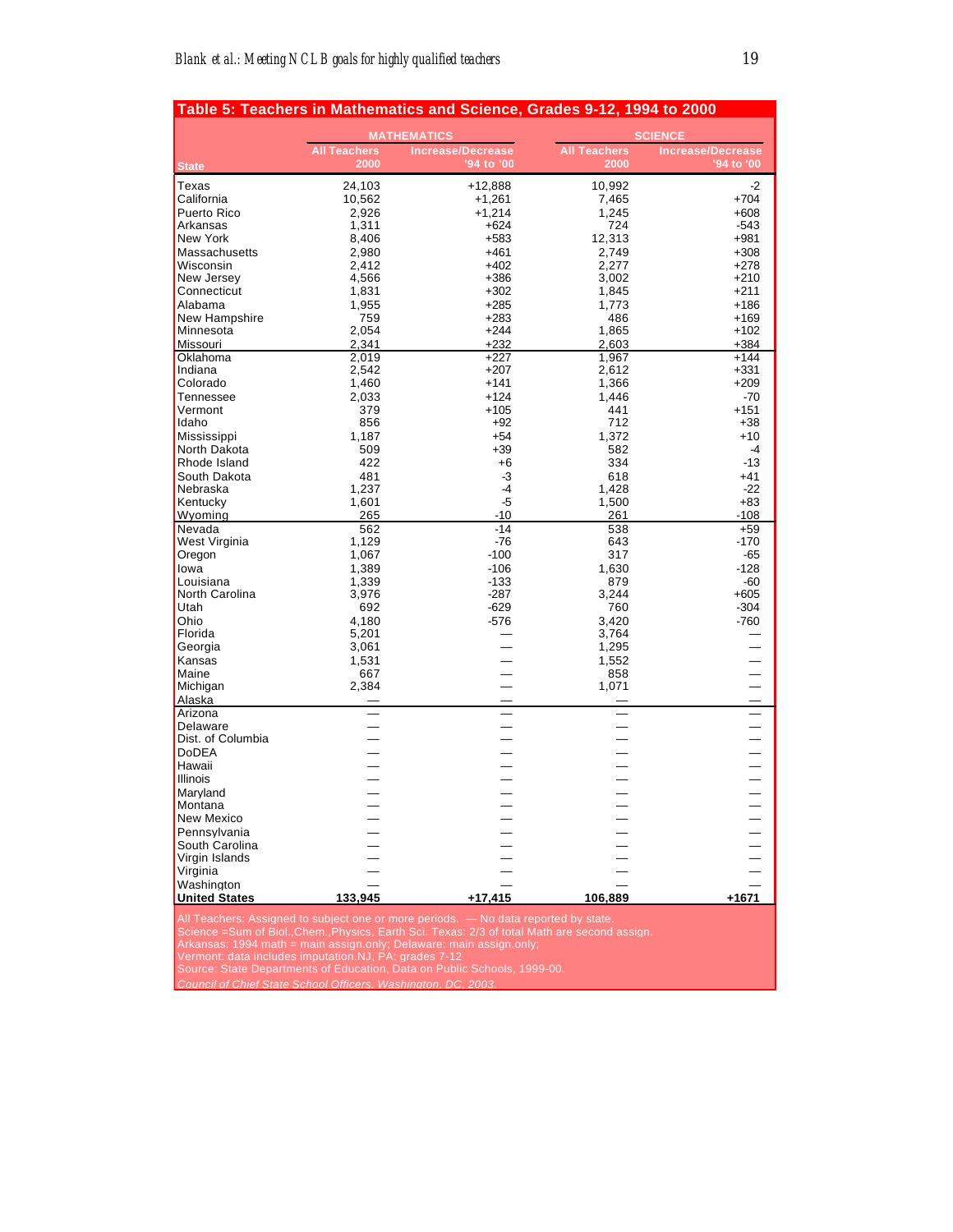**Table 5: Teachers in Mathematics and Science, Grades 9-12, 1994 to 2000**

| State | MATHEMATICS All Teachers 2000 | MATHEMATICS Increase/Decrease '94 to '00 | SCIENCE All Teachers 2000 | SCIENCE Increase/Decrease '94 to '00 |
|---|---|---|---|---|
| Texas | 24,103 | +12,888 | 10,992 | -2 |
| California | 10,562 | +1,261 | 7,465 | +704 |
| Puerto Rico | 2,926 | +1,214 | 1,245 | +608 |
| Arkansas | 1,311 | +624 | 724 | -543 |
| New York | 8,406 | +583 | 12,313 | +981 |
| Massachusetts | 2,980 | +461 | 2,749 | +308 |
| Wisconsin | 2,412 | +402 | 2,277 | +278 |
| New Jersey | 4,566 | +386 | 3,002 | +210 |
| Connecticut | 1,831 | +302 | 1,845 | +211 |
| Alabama | 1,955 | +285 | 1,773 | +186 |
| New Hampshire | 759 | +283 | 486 | +169 |
| Minnesota | 2,054 | +244 | 1,865 | +102 |
| Missouri | 2,341 | +232 | 2,603 | +384 |
| Oklahoma | 2,019 | +227 | 1,967 | +144 |
| Indiana | 2,542 | +207 | 2,612 | +331 |
| Colorado | 1,460 | +141 | 1,366 | +209 |
| Tennessee | 2,033 | +124 | 1,446 | -70 |
| Vermont | 379 | +105 | 441 | +151 |
| Idaho | 856 | +92 | 712 | +38 |
| Mississippi | 1,187 | +54 | 1,372 | +10 |
| North Dakota | 509 | +39 | 582 | -4 |
| Rhode Island | 422 | +6 | 334 | -13 |
| South Dakota | 481 | -3 | 618 | +41 |
| Nebraska | 1,237 | -4 | 1,428 | -22 |
| Kentucky | 1,601 | -5 | 1,500 | +83 |
| Wyoming | 265 | -10 | 261 | -108 |
| Nevada | 562 | -14 | 538 | +59 |
| West Virginia | 1,129 | -76 | 643 | -170 |
| Oregon | 1,067 | -100 | 317 | -65 |
| Iowa | 1,389 | -106 | 1,630 | -128 |
| Louisiana | 1,339 | -133 | 879 | -60 |
| North Carolina | 3,976 | -287 | 3,244 | +605 |
| Utah | 692 | -629 | 760 | -304 |
| Ohio | 4,180 | -576 | 3,420 | -760 |
| Florida | 5,201 | — | 3,764 | — |
| Georgia | 3,061 | — | 1,295 | — |
| Kansas | 1,531 | — | 1,552 | — |
| Maine | 667 | — | 858 | — |
| Michigan | 2,384 | — | 1,071 | — |
| Alaska | — | — | — | — |
| Arizona | — | — | — | — |
| Delaware | — | — | — | — |
| Dist. of Columbia | — | — | — | — |
| DoDEA | — | — | — | — |
| Hawaii | — | — | — | — |
| Illinois | — | — | — | — |
| Maryland | — | — | — | — |
| Montana | — | — | — | — |
| New Mexico | — | — | — | — |
| Pennsylvania | — | — | — | — |
| South Carolina | — | — | — | — |
| Virgin Islands | — | — | — | — |
| Virginia | — | — | — | — |
| Washington | — | — | — | — |
| **United States** | **133,945** | **+17,415** | **106,889** | **+1671** |

All Teachers: Assigned to subject one or more periods. — No data reported by state.
Science =Sum of Biol.,Chem.,Physics, Earth Sci. Texas: 2/3 of total Math are second assign.
Arkansas: 1994 math = main assign.only; Delaware: main assign.only;
Vermont: data includes imputation.NJ, PA: grades 7-12
Source: State Departments of Education, Data on Public Schools, 1999-00.
*Council of Chief State School Officers, Washington, DC, 2003.*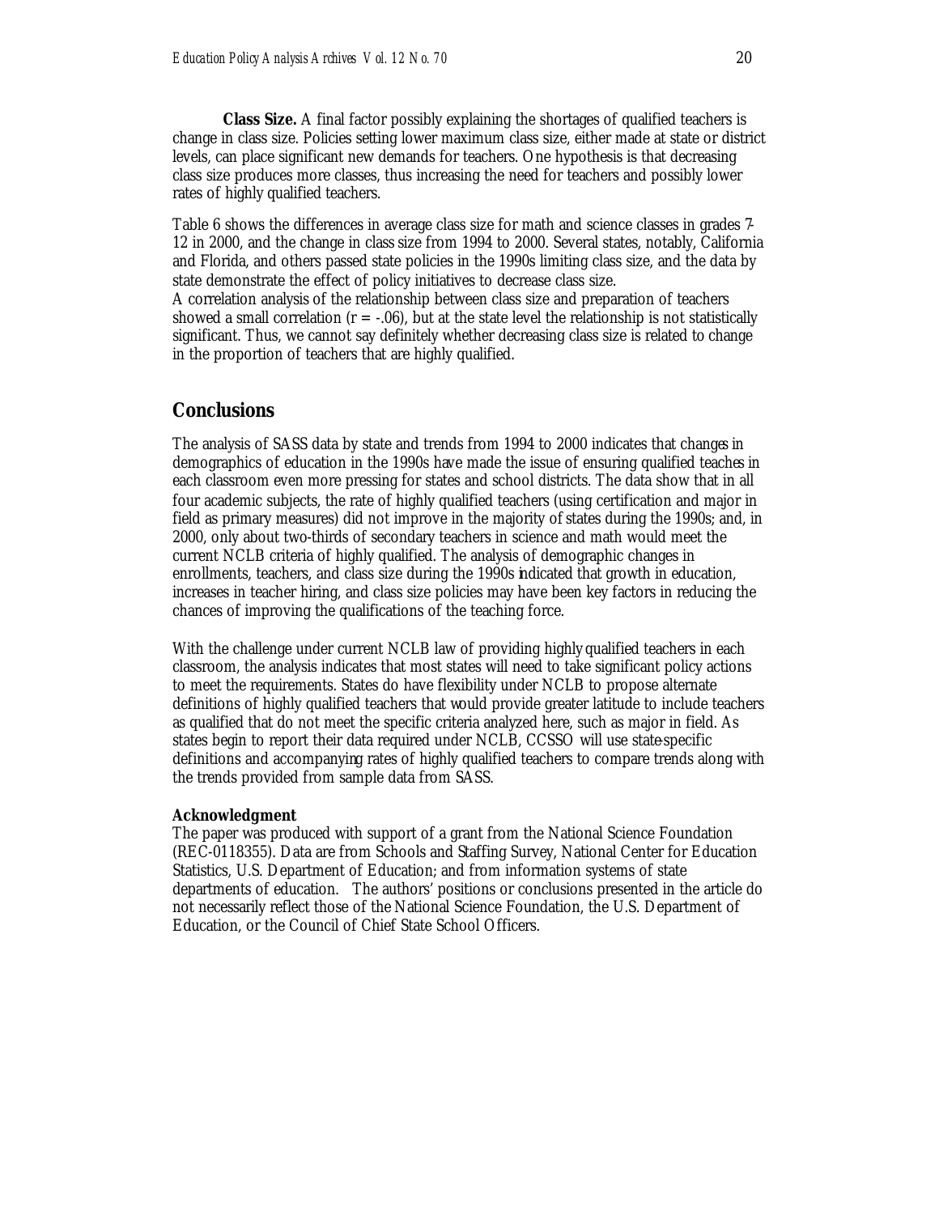**Class Size.** A final factor possibly explaining the shortages of qualified teachers is change in class size. Policies setting lower maximum class size, either made at state or district levels, can place significant new demands for teachers. One hypothesis is that decreasing class size produces more classes, thus increasing the need for teachers and possibly lower rates of highly qualified teachers.

Table 6 shows the differences in average class size for math and science classes in grades 7-12 in 2000, and the change in class size from 1994 to 2000. Several states, notably, California and Florida, and others passed state policies in the 1990s limiting class size, and the data by state demonstrate the effect of policy initiatives to decrease class size.
A correlation analysis of the relationship between class size and preparation of teachers showed a small correlation ($r = -.06$), but at the state level the relationship is not statistically significant. Thus, we cannot say definitely whether decreasing class size is related to change in the proportion of teachers that are highly qualified.

## Conclusions

The analysis of SASS data by state and trends from 1994 to 2000 indicates that changes in demographics of education in the 1990s have made the issue of ensuring qualified teaches in each classroom even more pressing for states and school districts. The data show that in all four academic subjects, the rate of highly qualified teachers (using certification and major in field as primary measures) did not improve in the majority of states during the 1990s; and, in 2000, only about two-thirds of secondary teachers in science and math would meet the current NCLB criteria of highly qualified. The analysis of demographic changes in enrollments, teachers, and class size during the 1990s indicated that growth in education, increases in teacher hiring, and class size policies may have been key factors in reducing the chances of improving the qualifications of the teaching force.

With the challenge under current NCLB law of providing highly qualified teachers in each classroom, the analysis indicates that most states will need to take significant policy actions to meet the requirements. States do have flexibility under NCLB to propose alternate definitions of highly qualified teachers that would provide greater latitude to include teachers as qualified that do not meet the specific criteria analyzed here, such as major in field. As states begin to report their data required under NCLB, CCSSO will use state-specific definitions and accompanying rates of highly qualified teachers to compare trends along with the trends provided from sample data from SASS.

**Acknowledgment**
The paper was produced with support of a grant from the National Science Foundation (REC-0118355). Data are from Schools and Staffing Survey, National Center for Education Statistics, U.S. Department of Education; and from information systems of state departments of education. The authors' positions or conclusions presented in the article do not necessarily reflect those of the National Science Foundation, the U.S. Department of Education, or the Council of Chief State School Officers.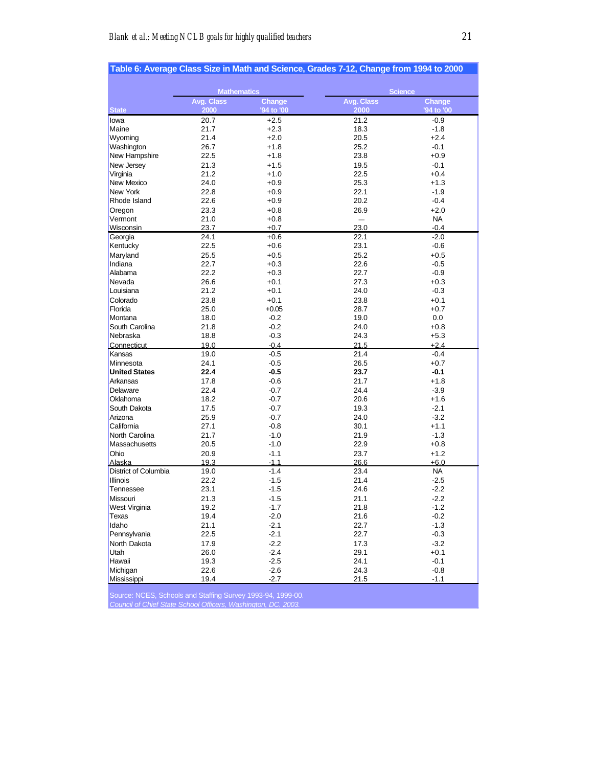**Table 6: Average Class Size in Math and Science, Grades 7-12, Change from 1994 to 2000**

| | Mathematics | | Science | |
|---|---|---|---|---|
| State | Avg. Class 2000 | Change '94 to '00 | Avg. Class 2000 | Change '94 to '00 |
| Iowa | 20.7 | +2.5 | 21.2 | -0.9 |
| Maine | 21.7 | +2.3 | 18.3 | -1.8 |
| Wyoming | 21.4 | +2.0 | 20.5 | +2.4 |
| Washington | 26.7 | +1.8 | 25.2 | -0.1 |
| New Hampshire | 22.5 | +1.8 | 23.8 | +0.9 |
| New Jersey | 21.3 | +1.5 | 19.5 | -0.1 |
| Virginia | 21.2 | +1.0 | 22.5 | +0.4 |
| New Mexico | 24.0 | +0.9 | 25.3 | +1.3 |
| New York | 22.8 | +0.9 | 22.1 | -1.9 |
| Rhode Island | 22.6 | +0.9 | 20.2 | -0.4 |
| Oregon | 23.3 | +0.8 | 26.9 | +2.0 |
| Vermont | 21.0 | +0.8 | — | NA |
| Wisconsin | 23.7 | +0.7 | 23.0 | -0.4 |
| Georgia | 24.1 | +0.6 | 22.1 | -2.0 |
| Kentucky | 22.5 | +0.6 | 23.1 | -0.6 |
| Maryland | 25.5 | +0.5 | 25.2 | +0.5 |
| Indiana | 22.7 | +0.3 | 22.6 | -0.5 |
| Alabama | 22.2 | +0.3 | 22.7 | -0.9 |
| Nevada | 26.6 | +0.1 | 27.3 | +0.3 |
| Louisiana | 21.2 | +0.1 | 24.0 | -0.3 |
| Colorado | 23.8 | +0.1 | 23.8 | +0.1 |
| Florida | 25.0 | +0.05 | 28.7 | +0.7 |
| Montana | 18.0 | -0.2 | 19.0 | 0.0 |
| South Carolina | 21.8 | -0.2 | 24.0 | +0.8 |
| Nebraska | 18.8 | -0.3 | 24.3 | +5.3 |
| Connecticut | 19.0 | -0.4 | 21.5 | +2.4 |
| Kansas | 19.0 | -0.5 | 21.4 | -0.4 |
| Minnesota | 24.1 | -0.5 | 26.5 | +0.7 |
| **United States** | **22.4** | **-0.5** | **23.7** | **-0.1** |
| Arkansas | 17.8 | -0.6 | 21.7 | +1.8 |
| Delaware | 22.4 | -0.7 | 24.4 | -3.9 |
| Oklahoma | 18.2 | -0.7 | 20.6 | +1.6 |
| South Dakota | 17.5 | -0.7 | 19.3 | -2.1 |
| Arizona | 25.9 | -0.7 | 24.0 | -3.2 |
| California | 27.1 | -0.8 | 30.1 | +1.1 |
| North Carolina | 21.7 | -1.0 | 21.9 | -1.3 |
| Massachusetts | 20.5 | -1.0 | 22.9 | +0.8 |
| Ohio | 20.9 | -1.1 | 23.7 | +1.2 |
| Alaska | 19.3 | -1.1 | 26.6 | +6.0 |
| District of Columbia | 19.0 | -1.4 | 23.4 | NA |
| Illinois | 22.2 | -1.5 | 21.4 | -2.5 |
| Tennessee | 23.1 | -1.5 | 24.6 | -2.2 |
| Missouri | 21.3 | -1.5 | 21.1 | -2.2 |
| West Virginia | 19.2 | -1.7 | 21.8 | -1.2 |
| Texas | 19.4 | -2.0 | 21.6 | -0.2 |
| Idaho | 21.1 | -2.1 | 22.7 | -1.3 |
| Pennsylvania | 22.5 | -2.1 | 22.7 | -0.3 |
| North Dakota | 17.9 | -2.2 | 17.3 | -3.2 |
| Utah | 26.0 | -2.4 | 29.1 | +0.1 |
| Hawaii | 19.3 | -2.5 | 24.1 | -0.1 |
| Michigan | 22.6 | -2.6 | 24.3 | -0.8 |
| Mississippi | 19.4 | -2.7 | 21.5 | -1.1 |

Source: NCES, Schools and Staffing Survey 1993-94, 1999-00.
*Council of Chief State School Officers, Washington, DC, 2003.*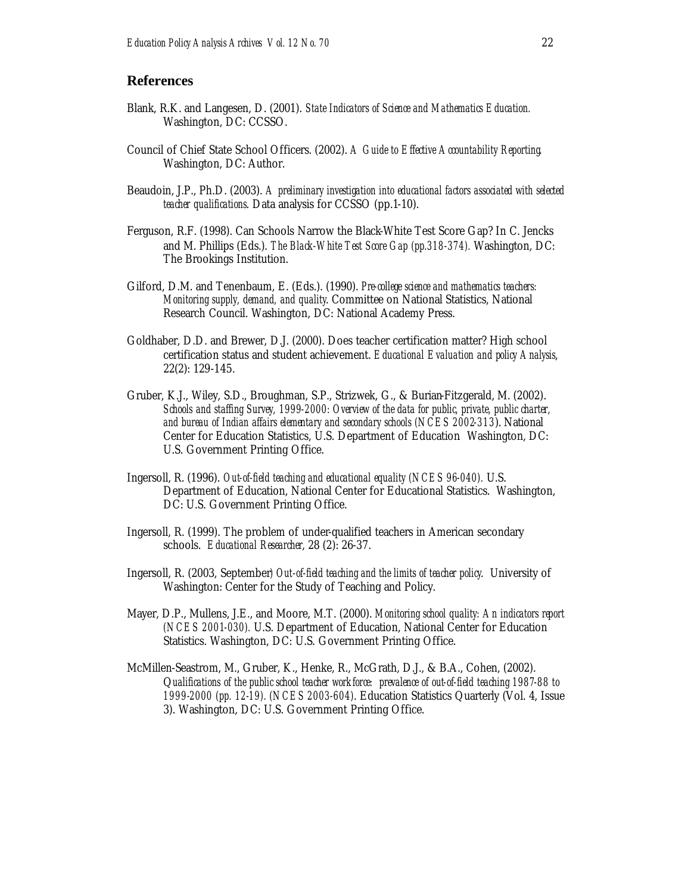## References

Blank, R.K. and Langesen, D. (2001). *State Indicators of Science and Mathematics Education.* Washington, DC: CCSSO.

Council of Chief State School Officers. (2002). *A Guide to Effective Accountability Reporting.* Washington, DC: Author.

Beaudoin, J.P., Ph.D. (2003). *A preliminary investigation into educational factors associated with selected teacher qualifications*. Data analysis for CCSSO (pp.1-10).

Ferguson, R.F. (1998). Can Schools Narrow the Black-White Test Score Gap? In C. Jencks and M. Phillips (Eds.). *The Black-White Test Score Gap (pp.318-374).* Washington, DC: The Brookings Institution.

Gilford, D.M. and Tenenbaum, E. (Eds.). (1990). *Pre-college science and mathematics teachers: Monitoring supply, demand, and quality*. Committee on National Statistics, National Research Council. Washington, DC: National Academy Press.

Goldhaber, D.D. and Brewer, D.J. (2000). Does teacher certification matter? High school certification status and student achievement. *Educational Evaluation and policy Analysis*, 22(2): 129-145.

Gruber, K.J., Wiley, S.D., Broughman, S.P., Strizwek, G., & Burian-Fitzgerald, M. (2002). *Schools and staffing Survey, 1999-2000: Overview of the data for public, private, public charter, and bureau of Indian affairs elementary and secondary schools (NCES 2002-313)*. National Center for Education Statistics, U.S. Department of Education Washington, DC: U.S. Government Printing Office.

Ingersoll, R. (1996). *Out-of-field teaching and educational equality (NCES 96-040).* U.S. Department of Education, National Center for Educational Statistics. Washington, DC: U.S. Government Printing Office.

Ingersoll, R. (1999). The problem of under-qualified teachers in American secondary schools. *Educational Researcher*, 28 (2): 26-37.

Ingersoll, R. (2003, September) *Out-of-field teaching and the limits of teacher policy.* University of Washington: Center for the Study of Teaching and Policy.

Mayer, D.P., Mullens, J.E., and Moore, M.T. (2000). *Monitoring school quality: An indicators report (NCES 2001-030).* U.S. Department of Education, National Center for Education Statistics. Washington, DC: U.S. Government Printing Office.

McMillen-Seastrom, M., Gruber, K., Henke, R., McGrath, D.J., & B.A., Cohen, (2002). *Qualifications of the public school teacher workforce: prevalence of out-of-field teaching 1987-88 to 1999-2000 (pp. 12-19). (NCES 2003-604)*. Education Statistics Quarterly (Vol. 4, Issue 3). Washington, DC: U.S. Government Printing Office.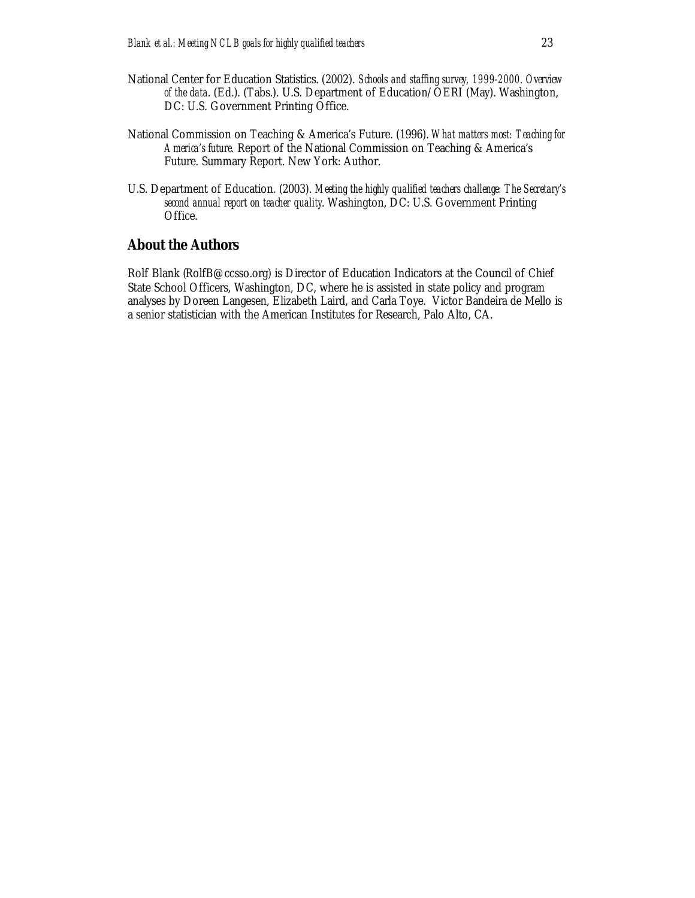National Center for Education Statistics. (2002). *Schools and staffing survey, 1999-2000. Overview of the data*. (Ed.). (Tabs.). U.S. Department of Education/OERI (May). Washington, DC: U.S. Government Printing Office.

National Commission on Teaching & America's Future. (1996). *What matters most: Teaching for America's future.* Report of the National Commission on Teaching & America's Future. Summary Report. New York: Author.

U.S. Department of Education. (2003). *Meeting the highly qualified teachers challenge: The Secretary's second annual report on teacher quality*. Washington, DC: U.S. Government Printing Office.

## About the Authors

Rolf Blank (RolfB@ccsso.org) is Director of Education Indicators at the Council of Chief State School Officers, Washington, DC, where he is assisted in state policy and program analyses by Doreen Langesen, Elizabeth Laird, and Carla Toye. Victor Bandeira de Mello is a senior statistician with the American Institutes for Research, Palo Alto, CA.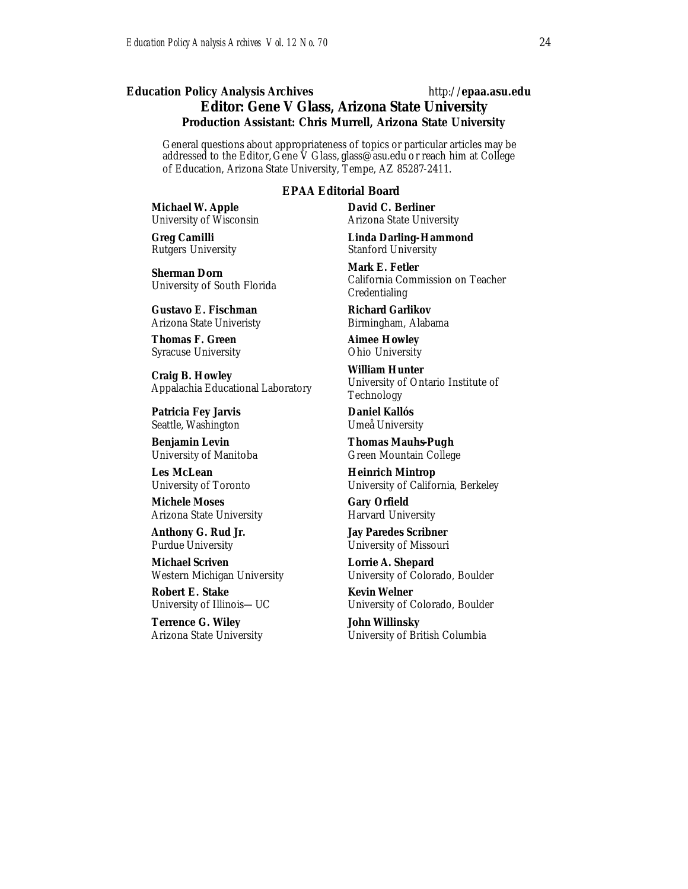**Education Policy Analysis Archives** http://**epaa.asu.edu**

## Editor: Gene V Glass, Arizona State University

**Production Assistant: Chris Murrell, Arizona State University**

General questions about appropriateness of topics or particular articles may be addressed to the Editor, Gene V Glass, glass@asu.edu or reach him at College of Education, Arizona State University, Tempe, AZ 85287-2411.

### EPAA Editorial Board

**Michael W. Apple**
University of Wisconsin

**David C. Berliner**
Arizona State University

**Greg Camilli**
Rutgers University

**Linda Darling-Hammond**
Stanford University

**Sherman Dorn**
University of South Florida

**Mark E. Fetler**
California Commission on Teacher Credentialing

**Gustavo E. Fischman**
Arizona State Univeristy

**Richard Garlikov**
Birmingham, Alabama

**Thomas F. Green**
Syracuse University

**Aimee Howley**
Ohio University

**Craig B. Howley**
Appalachia Educational Laboratory

**William Hunter**
University of Ontario Institute of Technology

**Patricia Fey Jarvis**
Seattle, Washington

**Daniel Kallós**
Umeå University

**Benjamin Levin**
University of Manitoba

**Thomas Mauhs-Pugh**
Green Mountain College

**Les McLean**
University of Toronto

**Heinrich Mintrop**
University of California, Berkeley

**Michele Moses**
Arizona State University

**Gary Orfield**
Harvard University

**Anthony G. Rud Jr.**
Purdue University

**Jay Paredes Scribner**
University of Missouri

**Michael Scriven**
Western Michigan University

**Lorrie A. Shepard**
University of Colorado, Boulder

**Robert E. Stake**
University of Illinois—UC

**Kevin Welner**
University of Colorado, Boulder

**Terrence G. Wiley**
Arizona State University

**John Willinsky**
University of British Columbia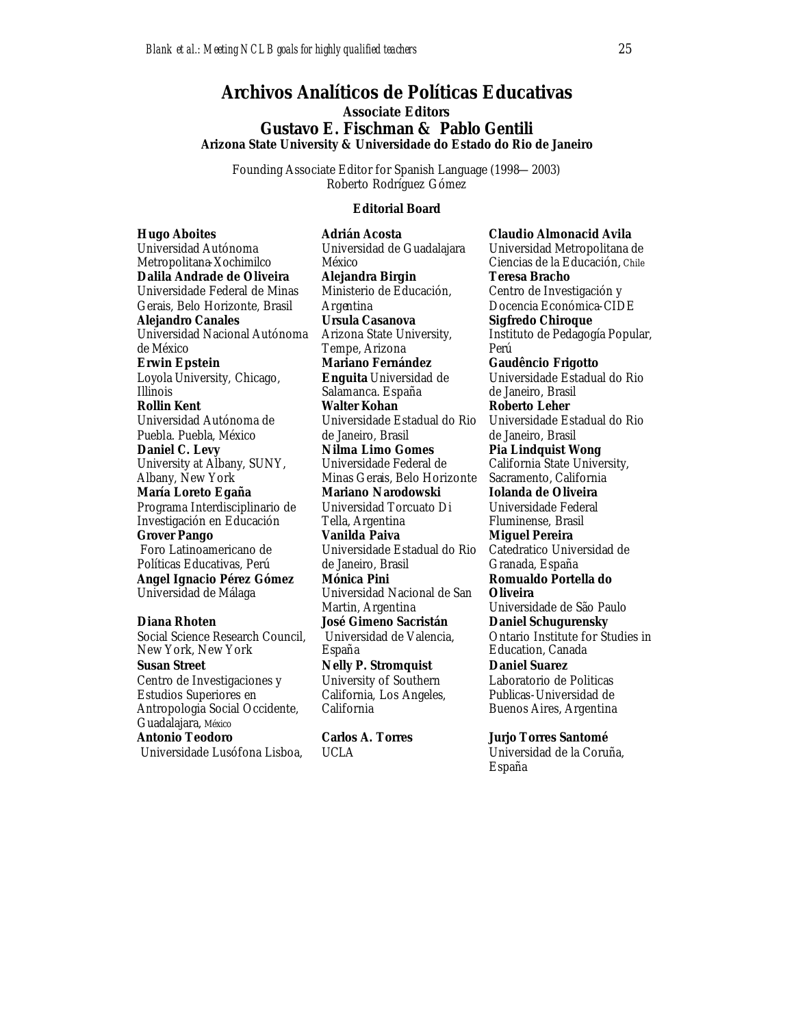# Archivos Analíticos de Políticas Educativas

**Associate Editors**

## Gustavo E. Fischman & Pablo Gentili

**Arizona State University & Universidade do Estado do Rio de Janeiro**

Founding Associate Editor for Spanish Language (1998—2003)
Roberto Rodríguez Gómez

**Editorial Board**

**Hugo Aboites**
Universidad Autónoma Metropolitana-Xochimilco

**Dalila Andrade de Oliveira**
Universidade Federal de Minas Gerais, Belo Horizonte, Brasil

**Alejandro Canales**
Universidad Nacional Autónoma de México

**Erwin Epstein**
Loyola University, Chicago, Illinois

**Rollin Kent**
Universidad Autónoma de Puebla. Puebla, México

**Daniel C. Levy**
University at Albany, SUNY, Albany, New York

**María Loreto Egaña**
Programa Interdisciplinario de Investigación en Educación

**Grover Pango**
Foro Latinoamericano de Políticas Educativas, Perú

**Angel Ignacio Pérez Gómez**
Universidad de Málaga

**Diana Rhoten**
Social Science Research Council, New York, New York

**Susan Street**
Centro de Investigaciones y Estudios Superiores en Antropologia Social Occidente, Guadalajara, México

**Antonio Teodoro**
Universidade Lusófona Lisboa,

**Adrián Acosta**
Universidad de Guadalajara México

**Alejandra Birgin**
Ministerio de Educación, Argentina

**Ursula Casanova**
Arizona State University, Tempe, Arizona

**Mariano Fernández Enguita**
Universidad de Salamanca. España

**Walter Kohan**
Universidade Estadual do Rio de Janeiro, Brasil

**Nilma Limo Gomes**
Universidade Federal de Minas Gerais, Belo Horizonte

**Mariano Narodowski**
Universidad Torcuato Di Tella, Argentina

**Vanilda Paiva**
Universidade Estadual do Rio de Janeiro, Brasil

**Mónica Pini**
Universidad Nacional de San Martin, Argentina

**José Gimeno Sacristán**
Universidad de Valencia, España

**Nelly P. Stromquist**
University of Southern California, Los Angeles, California

**Carlos A. Torres**
UCLA

**Claudio Almonacid Avila**
Universidad Metropolitana de Ciencias de la Educación, Chile

**Teresa Bracho**
Centro de Investigación y Docencia Económica-CIDE

**Sigfredo Chiroque**
Instituto de Pedagogía Popular, Perú

**Gaudêncio Frigotto**
Universidade Estadual do Rio de Janeiro, Brasil

**Roberto Leher**
Universidade Estadual do Rio de Janeiro, Brasil

**Pia Lindquist Wong**
California State University, Sacramento, California

**Iolanda de Oliveira**
Universidade Federal Fluminense, Brasil

**Miguel Pereira**
Catedratico Universidad de Granada, España

**Romualdo Portella do Oliveira**
Universidade de São Paulo

**Daniel Schugurensky**
Ontario Institute for Studies in Education, Canada

**Daniel Suarez**
Laboratorio de Politicas Publicas-Universidad de Buenos Aires, Argentina

**Jurjo Torres Santomé**
Universidad de la Coruña, España